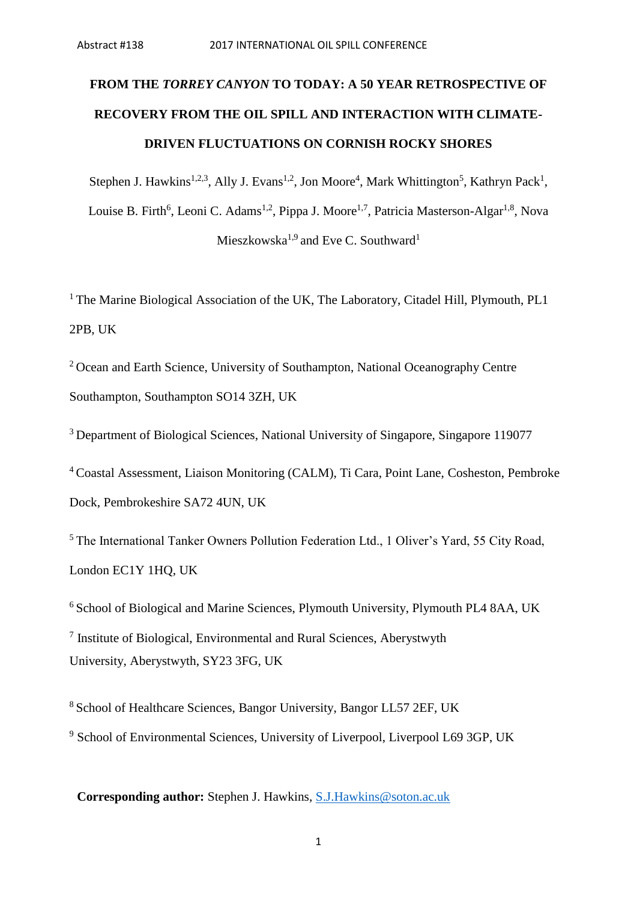# FROM THE *TORREY CANYON* TO TODAY: A 50 YEAR RETROSPECTIVE OF RECOVERY FROM THE OIL SPILL AND INTERACTION WITH CLIMATE-DRIVEN FLUCTUATIONS ON CORNISH ROCKY SHORES

Stephen J. Hawkins[1,2,3], Ally J. Evans[1,2], Jon Moore[4], Mark Whittington[5], Kathryn Pack[1], Louise B. Firth[6], Leoni C. Adams[1,2], Pippa J. Moore[1,7], Patricia Masterson-Algar[1,8], Nova Mieszkowska[1,9] and Eve C. Southward[1]

[1] The Marine Biological Association of the UK, The Laboratory, Citadel Hill, Plymouth, PL1 2PB, UK

[2] Ocean and Earth Science, University of Southampton, National Oceanography Centre Southampton, Southampton SO14 3ZH, UK

[3] Department of Biological Sciences, National University of Singapore, Singapore 119077

[4] Coastal Assessment, Liaison Monitoring (CALM), Ti Cara, Point Lane, Cosheston, Pembroke Dock, Pembrokeshire SA72 4UN, UK

[5] The International Tanker Owners Pollution Federation Ltd., 1 Oliver's Yard, 55 City Road, London EC1Y 1HQ, UK

[6] School of Biological and Marine Sciences, Plymouth University, Plymouth PL4 8AA, UK

[7] Institute of Biological, Environmental and Rural Sciences, Aberystwyth University, Aberystwyth, SY23 3FG, UK

[8] School of Healthcare Sciences, Bangor University, Bangor LL57 2EF, UK

[9] School of Environmental Sciences, University of Liverpool, Liverpool L69 3GP, UK

**Corresponding author:** Stephen J. Hawkins, S.J.Hawkins@soton.ac.uk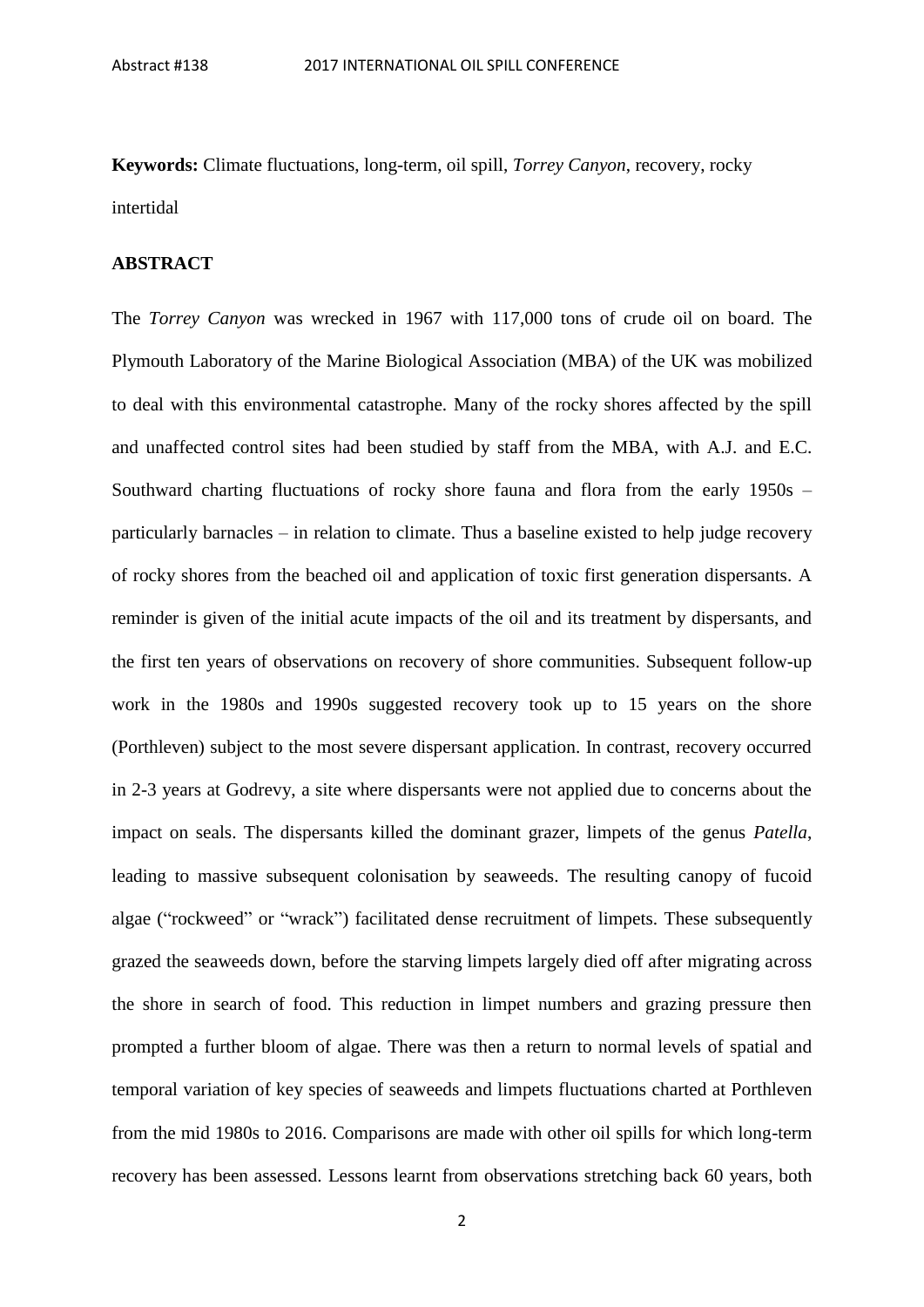**Keywords:** Climate fluctuations, long-term, oil spill, *Torrey Canyon*, recovery, rocky intertidal

## ABSTRACT

The *Torrey Canyon* was wrecked in 1967 with 117,000 tons of crude oil on board. The Plymouth Laboratory of the Marine Biological Association (MBA) of the UK was mobilized to deal with this environmental catastrophe. Many of the rocky shores affected by the spill and unaffected control sites had been studied by staff from the MBA, with A.J. and E.C. Southward charting fluctuations of rocky shore fauna and flora from the early 1950s – particularly barnacles – in relation to climate. Thus a baseline existed to help judge recovery of rocky shores from the beached oil and application of toxic first generation dispersants. A reminder is given of the initial acute impacts of the oil and its treatment by dispersants, and the first ten years of observations on recovery of shore communities. Subsequent follow-up work in the 1980s and 1990s suggested recovery took up to 15 years on the shore (Porthleven) subject to the most severe dispersant application. In contrast, recovery occurred in 2-3 years at Godrevy, a site where dispersants were not applied due to concerns about the impact on seals. The dispersants killed the dominant grazer, limpets of the genus *Patella*, leading to massive subsequent colonisation by seaweeds. The resulting canopy of fucoid algae ("rockweed" or "wrack") facilitated dense recruitment of limpets. These subsequently grazed the seaweeds down, before the starving limpets largely died off after migrating across the shore in search of food. This reduction in limpet numbers and grazing pressure then prompted a further bloom of algae. There was then a return to normal levels of spatial and temporal variation of key species of seaweeds and limpets fluctuations charted at Porthleven from the mid 1980s to 2016. Comparisons are made with other oil spills for which long-term recovery has been assessed. Lessons learnt from observations stretching back 60 years, both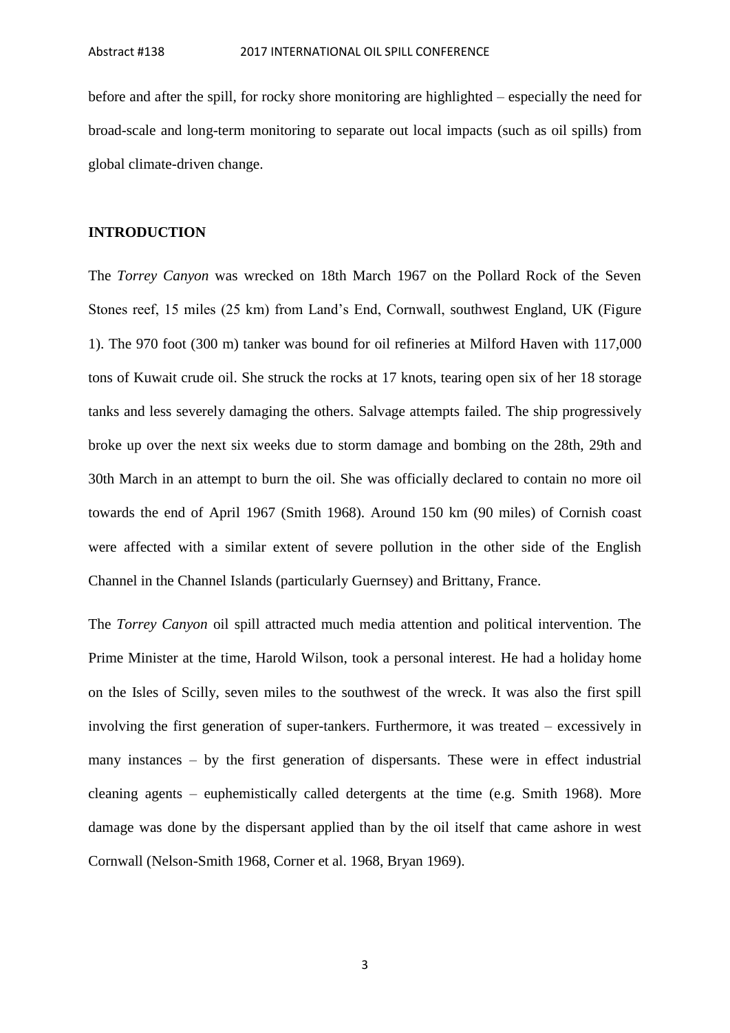before and after the spill, for rocky shore monitoring are highlighted – especially the need for broad-scale and long-term monitoring to separate out local impacts (such as oil spills) from global climate-driven change.

## INTRODUCTION

The *Torrey Canyon* was wrecked on 18th March 1967 on the Pollard Rock of the Seven Stones reef, 15 miles (25 km) from Land's End, Cornwall, southwest England, UK (Figure 1). The 970 foot (300 m) tanker was bound for oil refineries at Milford Haven with 117,000 tons of Kuwait crude oil. She struck the rocks at 17 knots, tearing open six of her 18 storage tanks and less severely damaging the others. Salvage attempts failed. The ship progressively broke up over the next six weeks due to storm damage and bombing on the 28th, 29th and 30th March in an attempt to burn the oil. She was officially declared to contain no more oil towards the end of April 1967 (Smith 1968). Around 150 km (90 miles) of Cornish coast were affected with a similar extent of severe pollution in the other side of the English Channel in the Channel Islands (particularly Guernsey) and Brittany, France.

The *Torrey Canyon* oil spill attracted much media attention and political intervention. The Prime Minister at the time, Harold Wilson, took a personal interest. He had a holiday home on the Isles of Scilly, seven miles to the southwest of the wreck. It was also the first spill involving the first generation of super-tankers. Furthermore, it was treated – excessively in many instances – by the first generation of dispersants. These were in effect industrial cleaning agents – euphemistically called detergents at the time (e.g. Smith 1968). More damage was done by the dispersant applied than by the oil itself that came ashore in west Cornwall (Nelson-Smith 1968, Corner et al. 1968, Bryan 1969).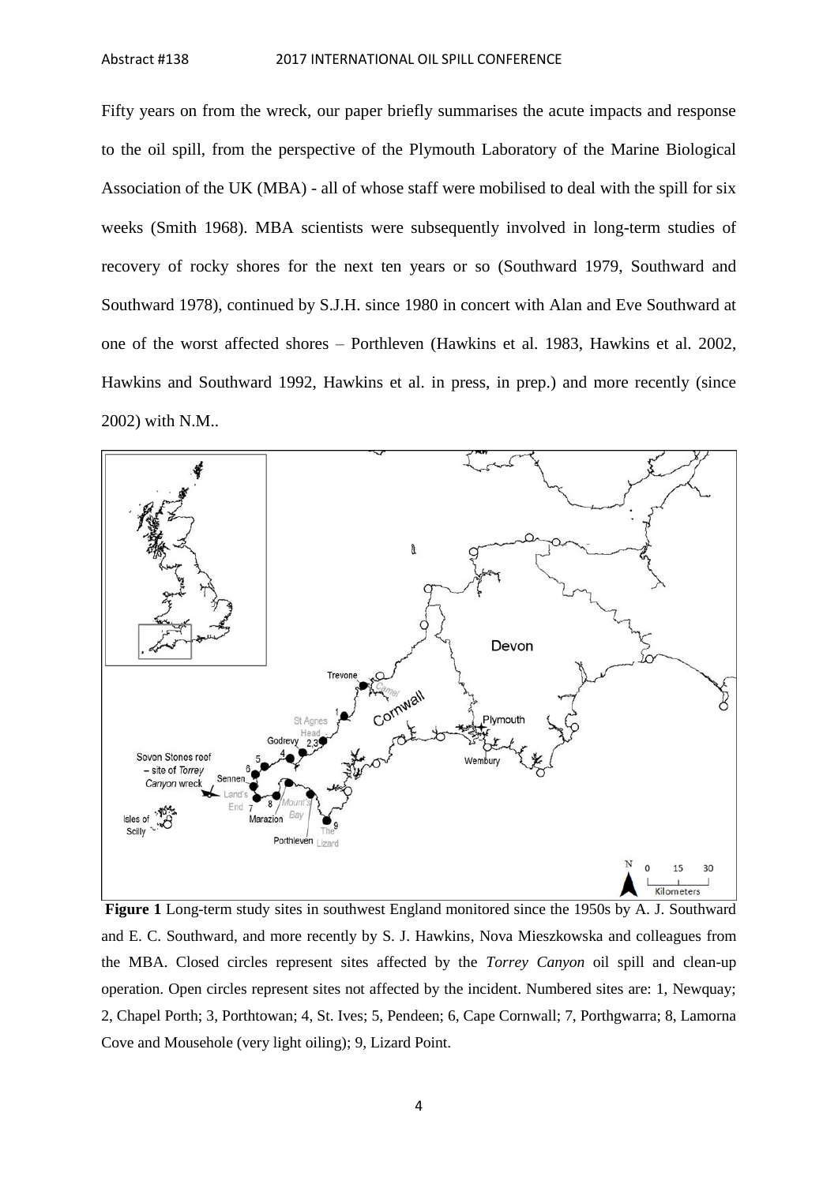Fifty years on from the wreck, our paper briefly summarises the acute impacts and response to the oil spill, from the perspective of the Plymouth Laboratory of the Marine Biological Association of the UK (MBA) - all of whose staff were mobilised to deal with the spill for six weeks (Smith 1968). MBA scientists were subsequently involved in long-term studies of recovery of rocky shores for the next ten years or so (Southward 1979, Southward and Southward 1978), continued by S.J.H. since 1980 in concert with Alan and Eve Southward at one of the worst affected shores – Porthleven (Hawkins et al. 1983, Hawkins et al. 2002, Hawkins and Southward 1992, Hawkins et al. in press, in prep.) and more recently (since 2002) with N.M..

**Figure 1** Long-term study sites in southwest England monitored since the 1950s by A. J. Southward and E. C. Southward, and more recently by S. J. Hawkins, Nova Mieszkowska and colleagues from the MBA. Closed circles represent sites affected by the *Torrey Canyon* oil spill and clean-up operation. Open circles represent sites not affected by the incident. Numbered sites are: 1, Newquay; 2, Chapel Porth; 3, Porthtowan; 4, St. Ives; 5, Pendeen; 6, Cape Cornwall; 7, Porthgwarra; 8, Lamorna Cove and Mousehole (very light oiling); 9, Lizard Point.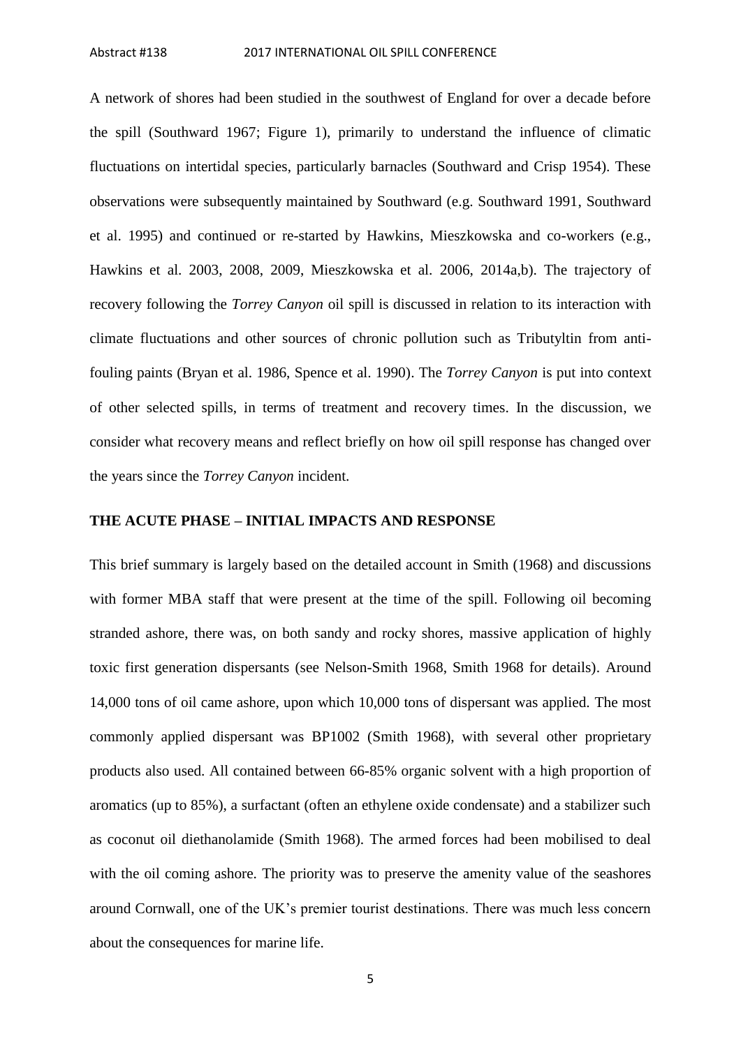A network of shores had been studied in the southwest of England for over a decade before the spill (Southward 1967; Figure 1), primarily to understand the influence of climatic fluctuations on intertidal species, particularly barnacles (Southward and Crisp 1954). These observations were subsequently maintained by Southward (e.g. Southward 1991, Southward et al. 1995) and continued or re-started by Hawkins, Mieszkowska and co-workers (e.g., Hawkins et al. 2003, 2008, 2009, Mieszkowska et al. 2006, 2014a,b). The trajectory of recovery following the *Torrey Canyon* oil spill is discussed in relation to its interaction with climate fluctuations and other sources of chronic pollution such as Tributyltin from anti-fouling paints (Bryan et al. 1986, Spence et al. 1990). The *Torrey Canyon* is put into context of other selected spills, in terms of treatment and recovery times. In the discussion, we consider what recovery means and reflect briefly on how oil spill response has changed over the years since the *Torrey Canyon* incident.

## THE ACUTE PHASE – INITIAL IMPACTS AND RESPONSE

This brief summary is largely based on the detailed account in Smith (1968) and discussions with former MBA staff that were present at the time of the spill. Following oil becoming stranded ashore, there was, on both sandy and rocky shores, massive application of highly toxic first generation dispersants (see Nelson-Smith 1968, Smith 1968 for details). Around 14,000 tons of oil came ashore, upon which 10,000 tons of dispersant was applied. The most commonly applied dispersant was BP1002 (Smith 1968), with several other proprietary products also used. All contained between 66-85% organic solvent with a high proportion of aromatics (up to 85%), a surfactant (often an ethylene oxide condensate) and a stabilizer such as coconut oil diethanolamide (Smith 1968). The armed forces had been mobilised to deal with the oil coming ashore. The priority was to preserve the amenity value of the seashores around Cornwall, one of the UK's premier tourist destinations. There was much less concern about the consequences for marine life.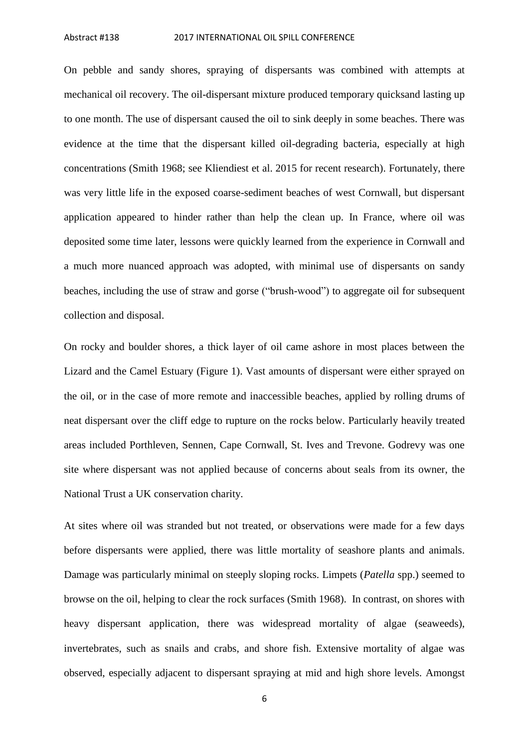On pebble and sandy shores, spraying of dispersants was combined with attempts at mechanical oil recovery. The oil-dispersant mixture produced temporary quicksand lasting up to one month. The use of dispersant caused the oil to sink deeply in some beaches. There was evidence at the time that the dispersant killed oil-degrading bacteria, especially at high concentrations (Smith 1968; see Kliendiest et al. 2015 for recent research). Fortunately, there was very little life in the exposed coarse-sediment beaches of west Cornwall, but dispersant application appeared to hinder rather than help the clean up. In France, where oil was deposited some time later, lessons were quickly learned from the experience in Cornwall and a much more nuanced approach was adopted, with minimal use of dispersants on sandy beaches, including the use of straw and gorse ("brush-wood") to aggregate oil for subsequent collection and disposal.

On rocky and boulder shores, a thick layer of oil came ashore in most places between the Lizard and the Camel Estuary (Figure 1). Vast amounts of dispersant were either sprayed on the oil, or in the case of more remote and inaccessible beaches, applied by rolling drums of neat dispersant over the cliff edge to rupture on the rocks below. Particularly heavily treated areas included Porthleven, Sennen, Cape Cornwall, St. Ives and Trevone. Godrevy was one site where dispersant was not applied because of concerns about seals from its owner, the National Trust a UK conservation charity.

At sites where oil was stranded but not treated, or observations were made for a few days before dispersants were applied, there was little mortality of seashore plants and animals. Damage was particularly minimal on steeply sloping rocks. Limpets (*Patella* spp.) seemed to browse on the oil, helping to clear the rock surfaces (Smith 1968). In contrast, on shores with heavy dispersant application, there was widespread mortality of algae (seaweeds), invertebrates, such as snails and crabs, and shore fish. Extensive mortality of algae was observed, especially adjacent to dispersant spraying at mid and high shore levels. Amongst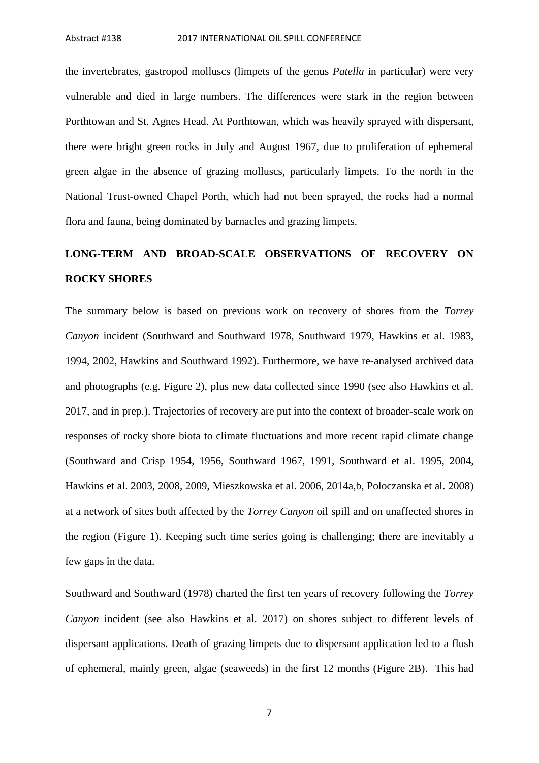the invertebrates, gastropod molluscs (limpets of the genus *Patella* in particular) were very vulnerable and died in large numbers. The differences were stark in the region between Porthtowan and St. Agnes Head. At Porthtowan, which was heavily sprayed with dispersant, there were bright green rocks in July and August 1967, due to proliferation of ephemeral green algae in the absence of grazing molluscs, particularly limpets. To the north in the National Trust-owned Chapel Porth, which had not been sprayed, the rocks had a normal flora and fauna, being dominated by barnacles and grazing limpets.

## LONG-TERM AND BROAD-SCALE OBSERVATIONS OF RECOVERY ON ROCKY SHORES

The summary below is based on previous work on recovery of shores from the *Torrey Canyon* incident (Southward and Southward 1978, Southward 1979, Hawkins et al. 1983, 1994, 2002, Hawkins and Southward 1992). Furthermore, we have re-analysed archived data and photographs (e.g. Figure 2), plus new data collected since 1990 (see also Hawkins et al. 2017, and in prep.). Trajectories of recovery are put into the context of broader-scale work on responses of rocky shore biota to climate fluctuations and more recent rapid climate change (Southward and Crisp 1954, 1956, Southward 1967, 1991, Southward et al. 1995, 2004, Hawkins et al. 2003, 2008, 2009, Mieszkowska et al. 2006, 2014a,b, Poloczanska et al. 2008) at a network of sites both affected by the *Torrey Canyon* oil spill and on unaffected shores in the region (Figure 1). Keeping such time series going is challenging; there are inevitably a few gaps in the data.

Southward and Southward (1978) charted the first ten years of recovery following the *Torrey Canyon* incident (see also Hawkins et al. 2017) on shores subject to different levels of dispersant applications. Death of grazing limpets due to dispersant application led to a flush of ephemeral, mainly green, algae (seaweeds) in the first 12 months (Figure 2B). This had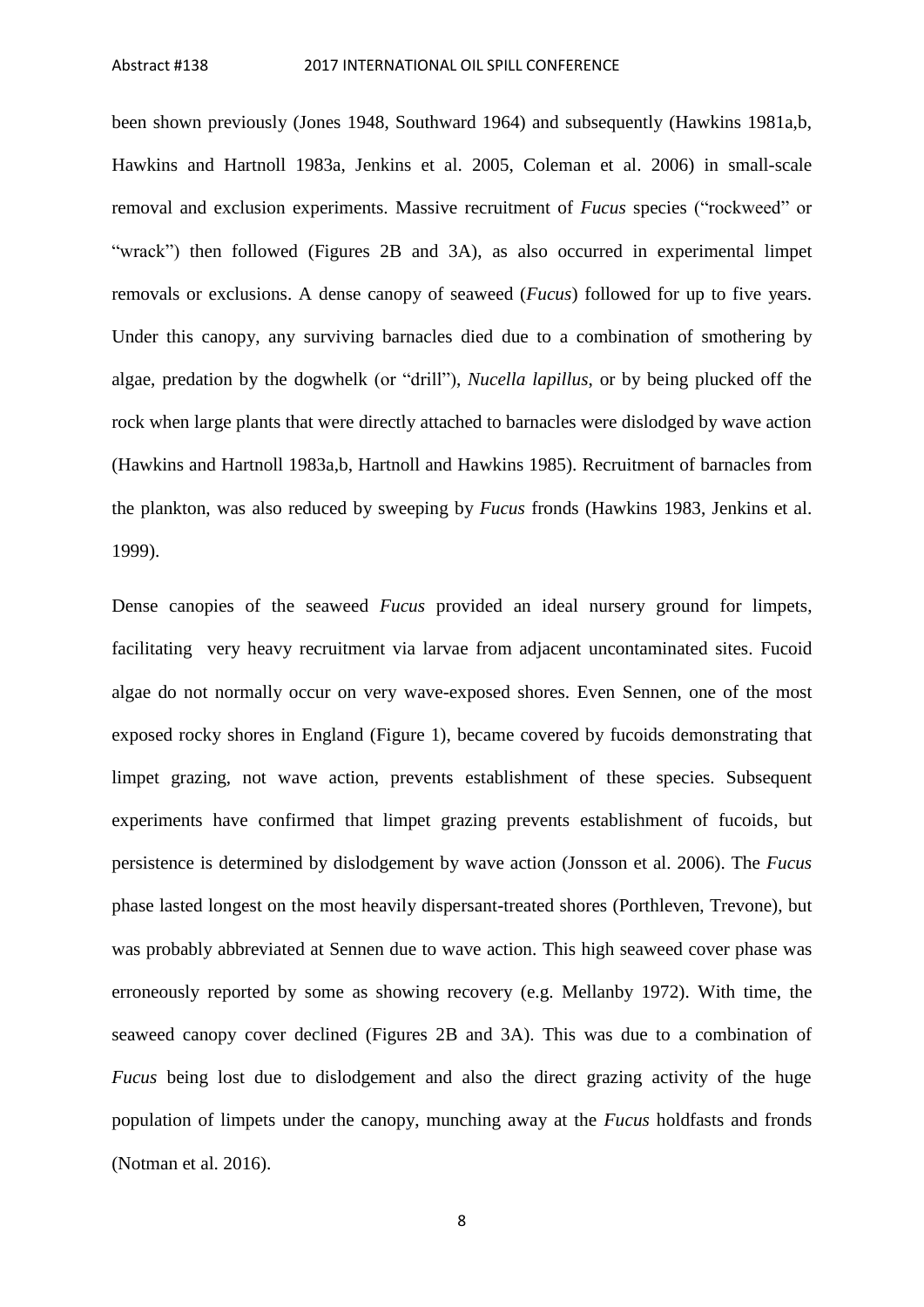been shown previously (Jones 1948, Southward 1964) and subsequently (Hawkins 1981a,b, Hawkins and Hartnoll 1983a, Jenkins et al. 2005, Coleman et al. 2006) in small-scale removal and exclusion experiments. Massive recruitment of *Fucus* species ("rockweed" or "wrack") then followed (Figures 2B and 3A), as also occurred in experimental limpet removals or exclusions. A dense canopy of seaweed (*Fucus*) followed for up to five years. Under this canopy, any surviving barnacles died due to a combination of smothering by algae, predation by the dogwhelk (or "drill"), *Nucella lapillus*, or by being plucked off the rock when large plants that were directly attached to barnacles were dislodged by wave action (Hawkins and Hartnoll 1983a,b, Hartnoll and Hawkins 1985). Recruitment of barnacles from the plankton, was also reduced by sweeping by *Fucus* fronds (Hawkins 1983, Jenkins et al. 1999).

Dense canopies of the seaweed *Fucus* provided an ideal nursery ground for limpets, facilitating very heavy recruitment via larvae from adjacent uncontaminated sites. Fucoid algae do not normally occur on very wave-exposed shores. Even Sennen, one of the most exposed rocky shores in England (Figure 1), became covered by fucoids demonstrating that limpet grazing, not wave action, prevents establishment of these species. Subsequent experiments have confirmed that limpet grazing prevents establishment of fucoids, but persistence is determined by dislodgement by wave action (Jonsson et al. 2006). The *Fucus* phase lasted longest on the most heavily dispersant-treated shores (Porthleven, Trevone), but was probably abbreviated at Sennen due to wave action. This high seaweed cover phase was erroneously reported by some as showing recovery (e.g. Mellanby 1972). With time, the seaweed canopy cover declined (Figures 2B and 3A). This was due to a combination of *Fucus* being lost due to dislodgement and also the direct grazing activity of the huge population of limpets under the canopy, munching away at the *Fucus* holdfasts and fronds (Notman et al. 2016).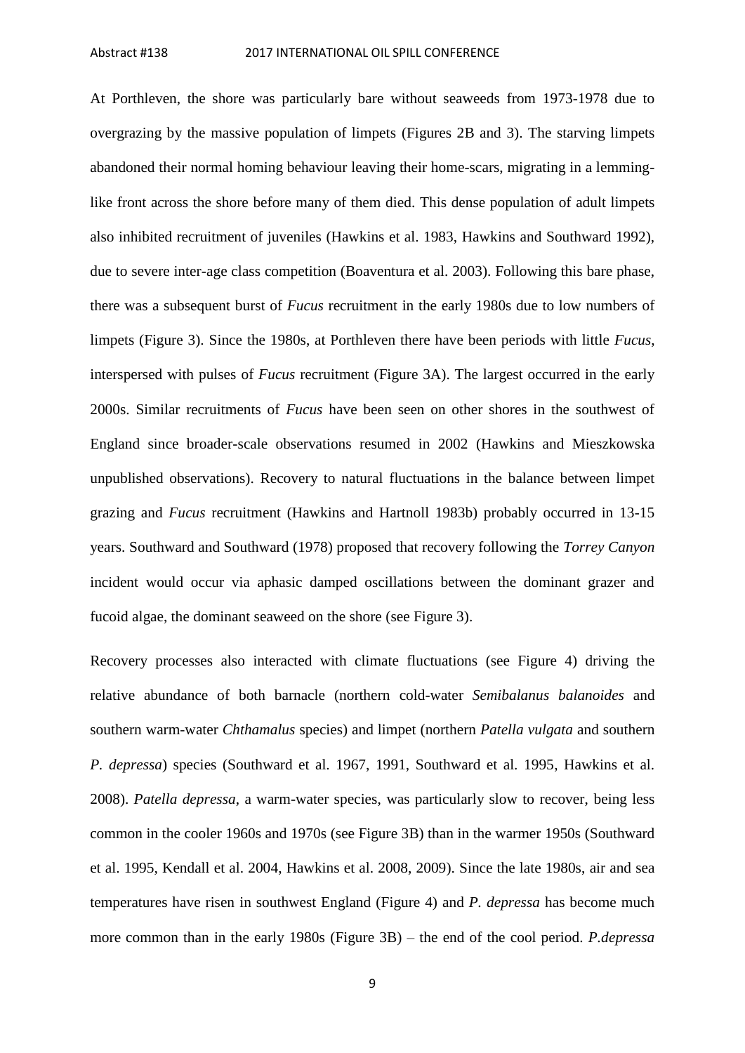At Porthleven, the shore was particularly bare without seaweeds from 1973-1978 due to overgrazing by the massive population of limpets (Figures 2B and 3). The starving limpets abandoned their normal homing behaviour leaving their home-scars, migrating in a lemming-like front across the shore before many of them died. This dense population of adult limpets also inhibited recruitment of juveniles (Hawkins et al. 1983, Hawkins and Southward 1992), due to severe inter-age class competition (Boaventura et al. 2003). Following this bare phase, there was a subsequent burst of *Fucus* recruitment in the early 1980s due to low numbers of limpets (Figure 3). Since the 1980s, at Porthleven there have been periods with little *Fucus*, interspersed with pulses of *Fucus* recruitment (Figure 3A). The largest occurred in the early 2000s. Similar recruitments of *Fucus* have been seen on other shores in the southwest of England since broader-scale observations resumed in 2002 (Hawkins and Mieszkowska unpublished observations). Recovery to natural fluctuations in the balance between limpet grazing and *Fucus* recruitment (Hawkins and Hartnoll 1983b) probably occurred in 13-15 years. Southward and Southward (1978) proposed that recovery following the *Torrey Canyon* incident would occur via aphasic damped oscillations between the dominant grazer and fucoid algae, the dominant seaweed on the shore (see Figure 3).

Recovery processes also interacted with climate fluctuations (see Figure 4) driving the relative abundance of both barnacle (northern cold-water *Semibalanus balanoides* and southern warm-water *Chthamalus* species) and limpet (northern *Patella vulgata* and southern *P. depressa*) species (Southward et al. 1967, 1991, Southward et al. 1995, Hawkins et al. 2008). *Patella depressa*, a warm-water species, was particularly slow to recover, being less common in the cooler 1960s and 1970s (see Figure 3B) than in the warmer 1950s (Southward et al. 1995, Kendall et al. 2004, Hawkins et al. 2008, 2009). Since the late 1980s, air and sea temperatures have risen in southwest England (Figure 4) and *P. depressa* has become much more common than in the early 1980s (Figure 3B) – the end of the cool period. *P.depressa*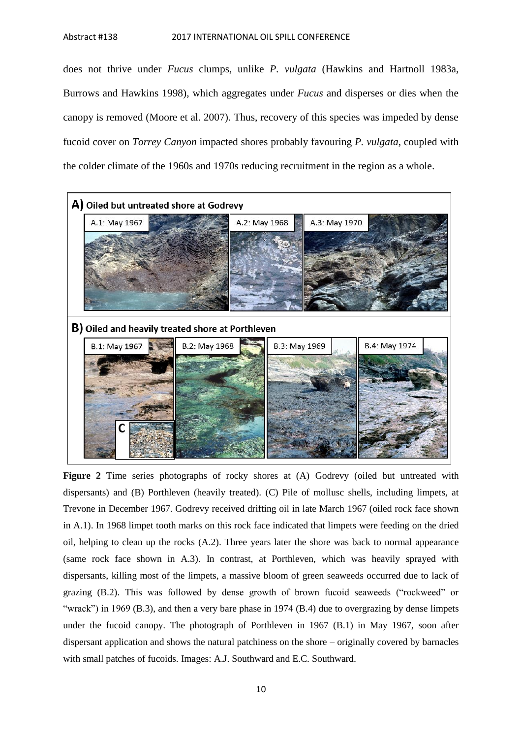does not thrive under *Fucus* clumps, unlike *P. vulgata* (Hawkins and Hartnoll 1983a, Burrows and Hawkins 1998), which aggregates under *Fucus* and disperses or dies when the canopy is removed (Moore et al. 2007). Thus, recovery of this species was impeded by dense fucoid cover on *Torrey Canyon* impacted shores probably favouring *P. vulgata*, coupled with the colder climate of the 1960s and 1970s reducing recruitment in the region as a whole.

**Figure 2** Time series photographs of rocky shores at (A) Godrevy (oiled but untreated with dispersants) and (B) Porthleven (heavily treated). (C) Pile of mollusc shells, including limpets, at Trevone in December 1967. Godrevy received drifting oil in late March 1967 (oiled rock face shown in A.1). In 1968 limpet tooth marks on this rock face indicated that limpets were feeding on the dried oil, helping to clean up the rocks (A.2). Three years later the shore was back to normal appearance (same rock face shown in A.3). In contrast, at Porthleven, which was heavily sprayed with dispersants, killing most of the limpets, a massive bloom of green seaweeds occurred due to lack of grazing (B.2). This was followed by dense growth of brown fucoid seaweeds ("rockweed" or "wrack") in 1969 (B.3), and then a very bare phase in 1974 (B.4) due to overgrazing by dense limpets under the fucoid canopy. The photograph of Porthleven in 1967 (B.1) in May 1967, soon after dispersant application and shows the natural patchiness on the shore – originally covered by barnacles with small patches of fucoids. Images: A.J. Southward and E.C. Southward.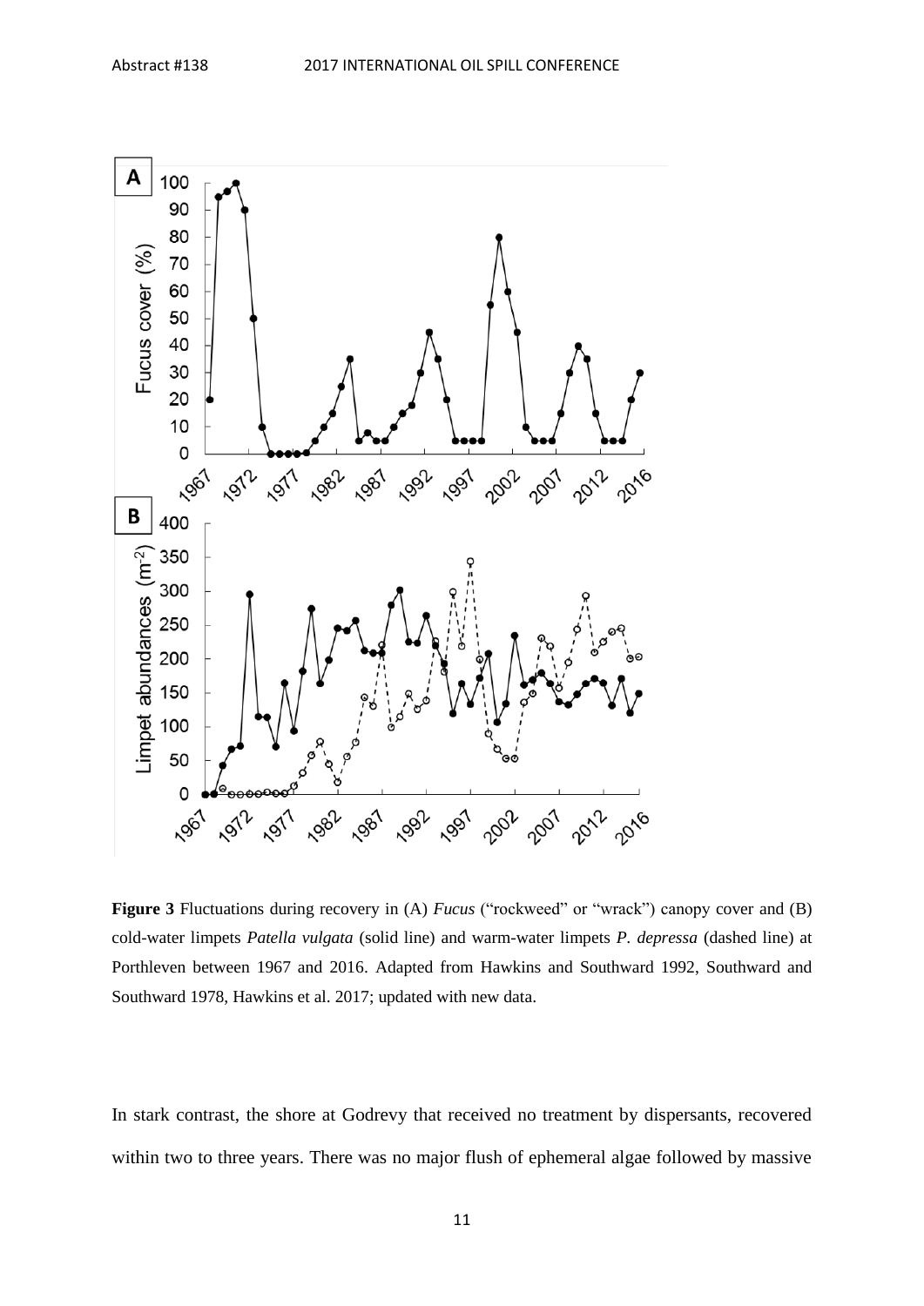**Figure 3** Fluctuations during recovery in (A) *Fucus* ("rockweed" or "wrack") canopy cover and (B) cold-water limpets *Patella vulgata* (solid line) and warm-water limpets *P. depressa* (dashed line) at Porthleven between 1967 and 2016. Adapted from Hawkins and Southward 1992, Southward and Southward 1978, Hawkins et al. 2017; updated with new data.

In stark contrast, the shore at Godrevy that received no treatment by dispersants, recovered within two to three years. There was no major flush of ephemeral algae followed by massive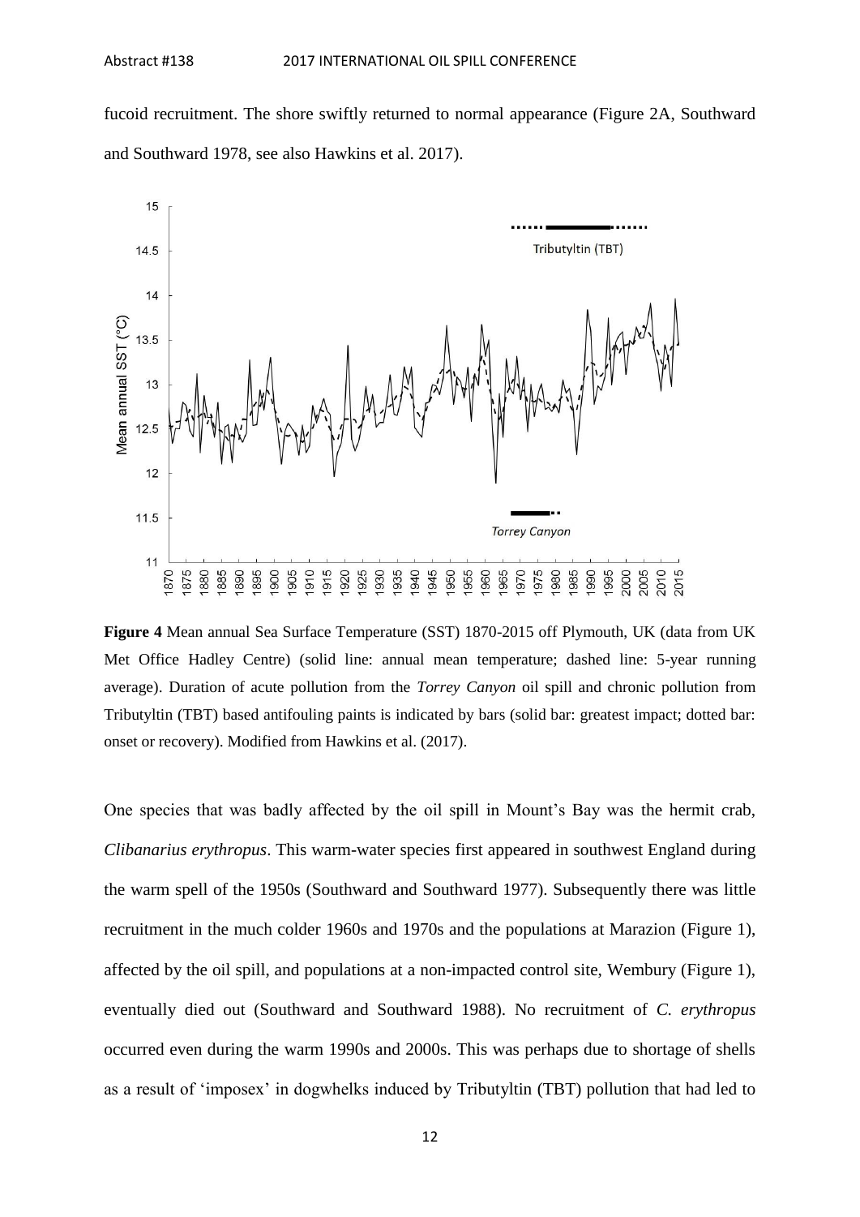fucoid recruitment. The shore swiftly returned to normal appearance (Figure 2A, Southward and Southward 1978, see also Hawkins et al. 2017).

**Figure 4** Mean annual Sea Surface Temperature (SST) 1870-2015 off Plymouth, UK (data from UK Met Office Hadley Centre) (solid line: annual mean temperature; dashed line: 5-year running average). Duration of acute pollution from the *Torrey Canyon* oil spill and chronic pollution from Tributyltin (TBT) based antifouling paints is indicated by bars (solid bar: greatest impact; dotted bar: onset or recovery). Modified from Hawkins et al. (2017).

One species that was badly affected by the oil spill in Mount's Bay was the hermit crab, *Clibanarius erythropus*. This warm-water species first appeared in southwest England during the warm spell of the 1950s (Southward and Southward 1977). Subsequently there was little recruitment in the much colder 1960s and 1970s and the populations at Marazion (Figure 1), affected by the oil spill, and populations at a non-impacted control site, Wembury (Figure 1), eventually died out (Southward and Southward 1988). No recruitment of *C. erythropus* occurred even during the warm 1990s and 2000s. This was perhaps due to shortage of shells as a result of 'imposex' in dogwhelks induced by Tributyltin (TBT) pollution that had led to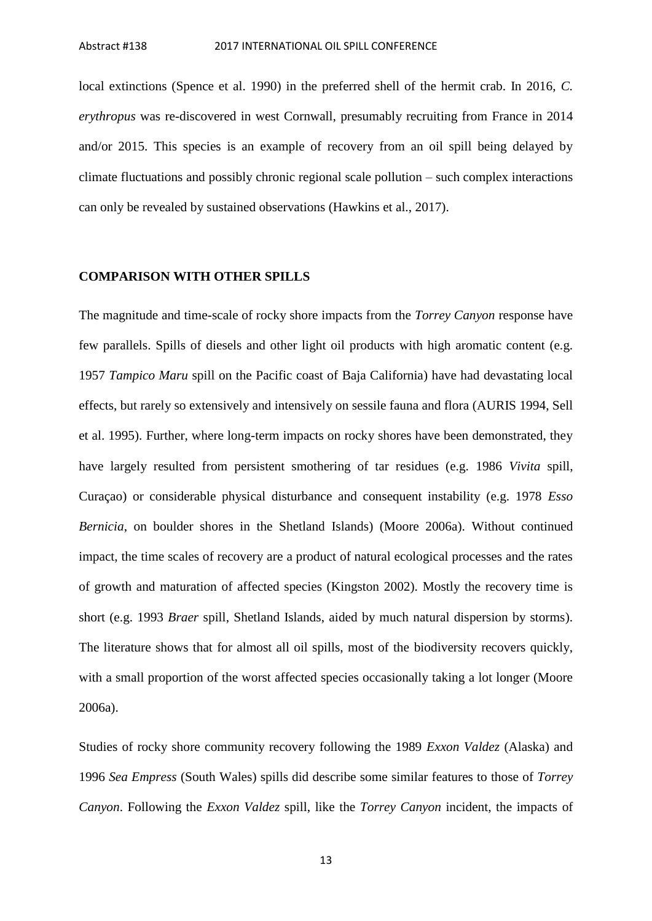local extinctions (Spence et al. 1990) in the preferred shell of the hermit crab. In 2016, *C. erythropus* was re-discovered in west Cornwall, presumably recruiting from France in 2014 and/or 2015. This species is an example of recovery from an oil spill being delayed by climate fluctuations and possibly chronic regional scale pollution – such complex interactions can only be revealed by sustained observations (Hawkins et al., 2017).

## COMPARISON WITH OTHER SPILLS

The magnitude and time-scale of rocky shore impacts from the *Torrey Canyon* response have few parallels. Spills of diesels and other light oil products with high aromatic content (e.g. 1957 *Tampico Maru* spill on the Pacific coast of Baja California) have had devastating local effects, but rarely so extensively and intensively on sessile fauna and flora (AURIS 1994, Sell et al. 1995). Further, where long-term impacts on rocky shores have been demonstrated, they have largely resulted from persistent smothering of tar residues (e.g. 1986 *Vivita* spill, Curaçao) or considerable physical disturbance and consequent instability (e.g. 1978 *Esso Bernicia*, on boulder shores in the Shetland Islands) (Moore 2006a). Without continued impact, the time scales of recovery are a product of natural ecological processes and the rates of growth and maturation of affected species (Kingston 2002). Mostly the recovery time is short (e.g. 1993 *Braer* spill, Shetland Islands, aided by much natural dispersion by storms). The literature shows that for almost all oil spills, most of the biodiversity recovers quickly, with a small proportion of the worst affected species occasionally taking a lot longer (Moore 2006a).

Studies of rocky shore community recovery following the 1989 *Exxon Valdez* (Alaska) and 1996 *Sea Empress* (South Wales) spills did describe some similar features to those of *Torrey Canyon*. Following the *Exxon Valdez* spill, like the *Torrey Canyon* incident, the impacts of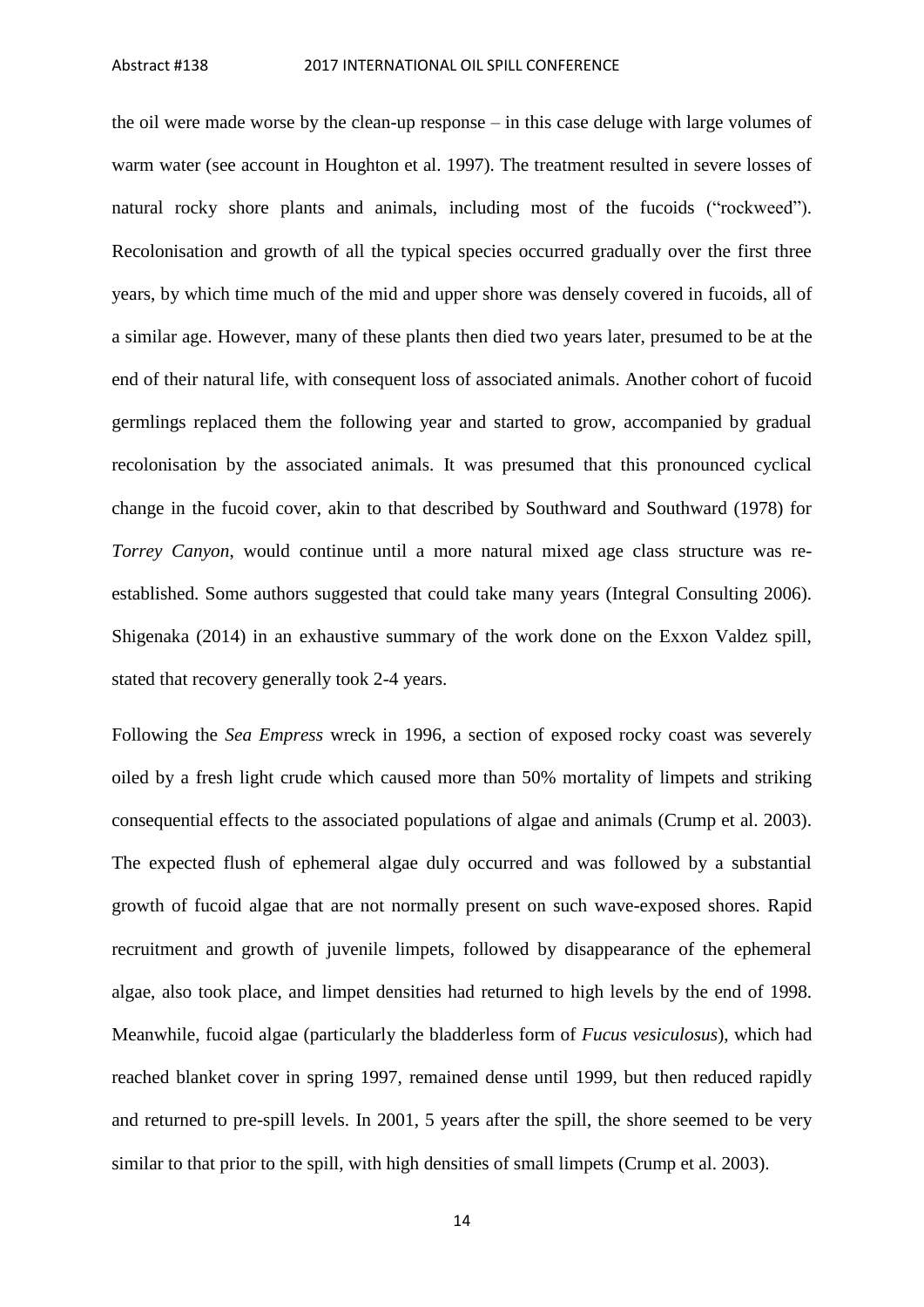the oil were made worse by the clean-up response – in this case deluge with large volumes of warm water (see account in Houghton et al. 1997). The treatment resulted in severe losses of natural rocky shore plants and animals, including most of the fucoids ("rockweed"). Recolonisation and growth of all the typical species occurred gradually over the first three years, by which time much of the mid and upper shore was densely covered in fucoids, all of a similar age. However, many of these plants then died two years later, presumed to be at the end of their natural life, with consequent loss of associated animals. Another cohort of fucoid germlings replaced them the following year and started to grow, accompanied by gradual recolonisation by the associated animals. It was presumed that this pronounced cyclical change in the fucoid cover, akin to that described by Southward and Southward (1978) for *Torrey Canyon*, would continue until a more natural mixed age class structure was re-established. Some authors suggested that could take many years (Integral Consulting 2006). Shigenaka (2014) in an exhaustive summary of the work done on the Exxon Valdez spill, stated that recovery generally took 2-4 years.

Following the *Sea Empress* wreck in 1996, a section of exposed rocky coast was severely oiled by a fresh light crude which caused more than 50% mortality of limpets and striking consequential effects to the associated populations of algae and animals (Crump et al. 2003). The expected flush of ephemeral algae duly occurred and was followed by a substantial growth of fucoid algae that are not normally present on such wave-exposed shores. Rapid recruitment and growth of juvenile limpets, followed by disappearance of the ephemeral algae, also took place, and limpet densities had returned to high levels by the end of 1998. Meanwhile, fucoid algae (particularly the bladderless form of *Fucus vesiculosus*), which had reached blanket cover in spring 1997, remained dense until 1999, but then reduced rapidly and returned to pre-spill levels. In 2001, 5 years after the spill, the shore seemed to be very similar to that prior to the spill, with high densities of small limpets (Crump et al. 2003).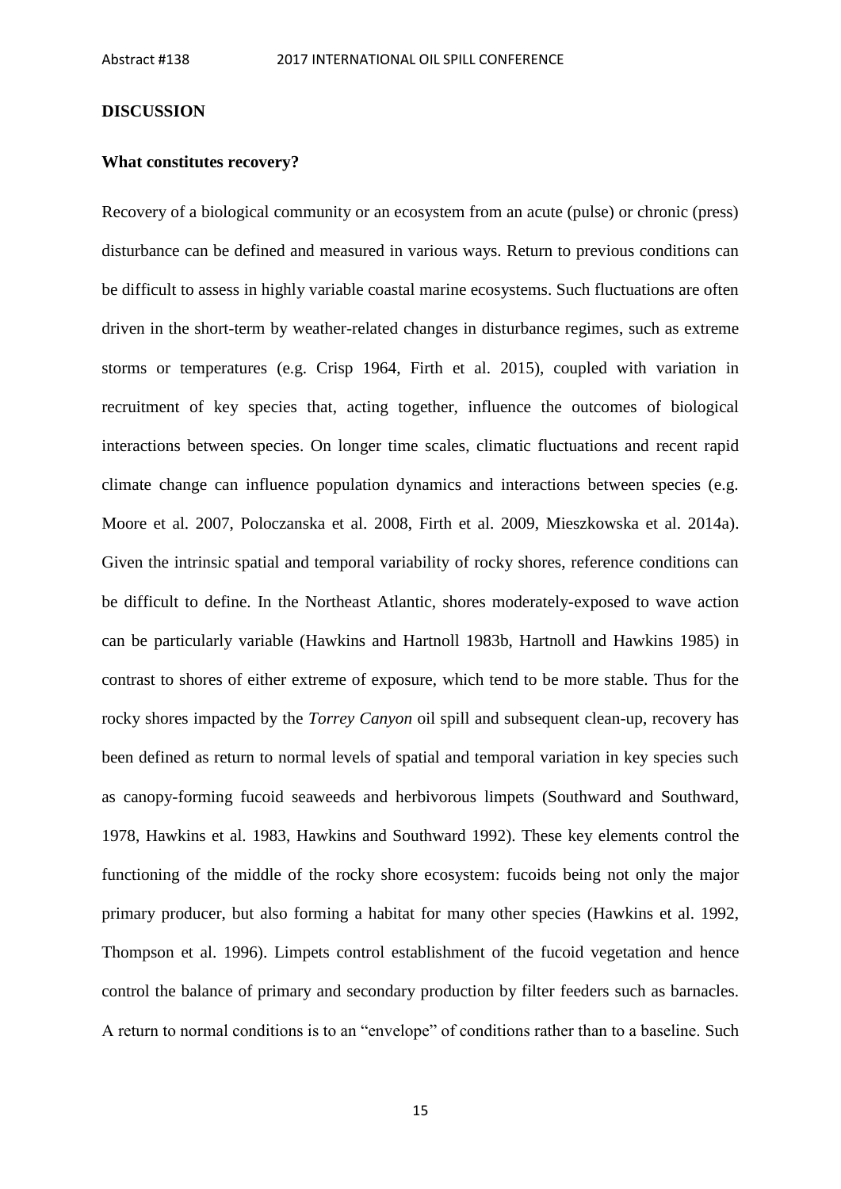## DISCUSSION

### What constitutes recovery?

Recovery of a biological community or an ecosystem from an acute (pulse) or chronic (press) disturbance can be defined and measured in various ways. Return to previous conditions can be difficult to assess in highly variable coastal marine ecosystems. Such fluctuations are often driven in the short-term by weather-related changes in disturbance regimes, such as extreme storms or temperatures (e.g. Crisp 1964, Firth et al. 2015), coupled with variation in recruitment of key species that, acting together, influence the outcomes of biological interactions between species. On longer time scales, climatic fluctuations and recent rapid climate change can influence population dynamics and interactions between species (e.g. Moore et al. 2007, Poloczanska et al. 2008, Firth et al. 2009, Mieszkowska et al. 2014a). Given the intrinsic spatial and temporal variability of rocky shores, reference conditions can be difficult to define. In the Northeast Atlantic, shores moderately-exposed to wave action can be particularly variable (Hawkins and Hartnoll 1983b, Hartnoll and Hawkins 1985) in contrast to shores of either extreme of exposure, which tend to be more stable. Thus for the rocky shores impacted by the *Torrey Canyon* oil spill and subsequent clean-up, recovery has been defined as return to normal levels of spatial and temporal variation in key species such as canopy-forming fucoid seaweeds and herbivorous limpets (Southward and Southward, 1978, Hawkins et al. 1983, Hawkins and Southward 1992). These key elements control the functioning of the middle of the rocky shore ecosystem: fucoids being not only the major primary producer, but also forming a habitat for many other species (Hawkins et al. 1992, Thompson et al. 1996). Limpets control establishment of the fucoid vegetation and hence control the balance of primary and secondary production by filter feeders such as barnacles. A return to normal conditions is to an "envelope" of conditions rather than to a baseline. Such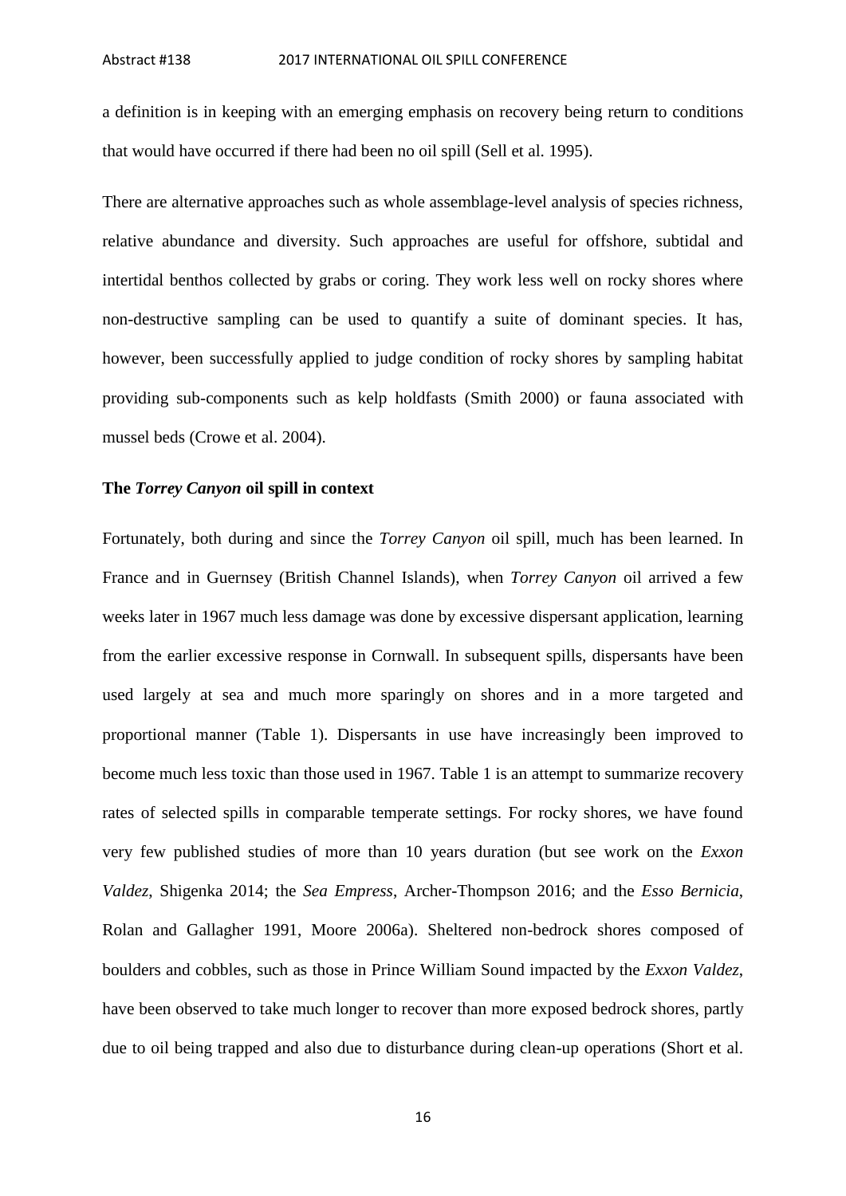a definition is in keeping with an emerging emphasis on recovery being return to conditions that would have occurred if there had been no oil spill (Sell et al. 1995).

There are alternative approaches such as whole assemblage-level analysis of species richness, relative abundance and diversity. Such approaches are useful for offshore, subtidal and intertidal benthos collected by grabs or coring. They work less well on rocky shores where non-destructive sampling can be used to quantify a suite of dominant species. It has, however, been successfully applied to judge condition of rocky shores by sampling habitat providing sub-components such as kelp holdfasts (Smith 2000) or fauna associated with mussel beds (Crowe et al. 2004).

### The *Torrey Canyon* oil spill in context

Fortunately, both during and since the *Torrey Canyon* oil spill, much has been learned. In France and in Guernsey (British Channel Islands), when *Torrey Canyon* oil arrived a few weeks later in 1967 much less damage was done by excessive dispersant application, learning from the earlier excessive response in Cornwall. In subsequent spills, dispersants have been used largely at sea and much more sparingly on shores and in a more targeted and proportional manner (Table 1). Dispersants in use have increasingly been improved to become much less toxic than those used in 1967. Table 1 is an attempt to summarize recovery rates of selected spills in comparable temperate settings. For rocky shores, we have found very few published studies of more than 10 years duration (but see work on the *Exxon Valdez*, Shigenka 2014; the *Sea Empress*, Archer-Thompson 2016; and the *Esso Bernicia*, Rolan and Gallagher 1991, Moore 2006a). Sheltered non-bedrock shores composed of boulders and cobbles, such as those in Prince William Sound impacted by the *Exxon Valdez*, have been observed to take much longer to recover than more exposed bedrock shores, partly due to oil being trapped and also due to disturbance during clean-up operations (Short et al.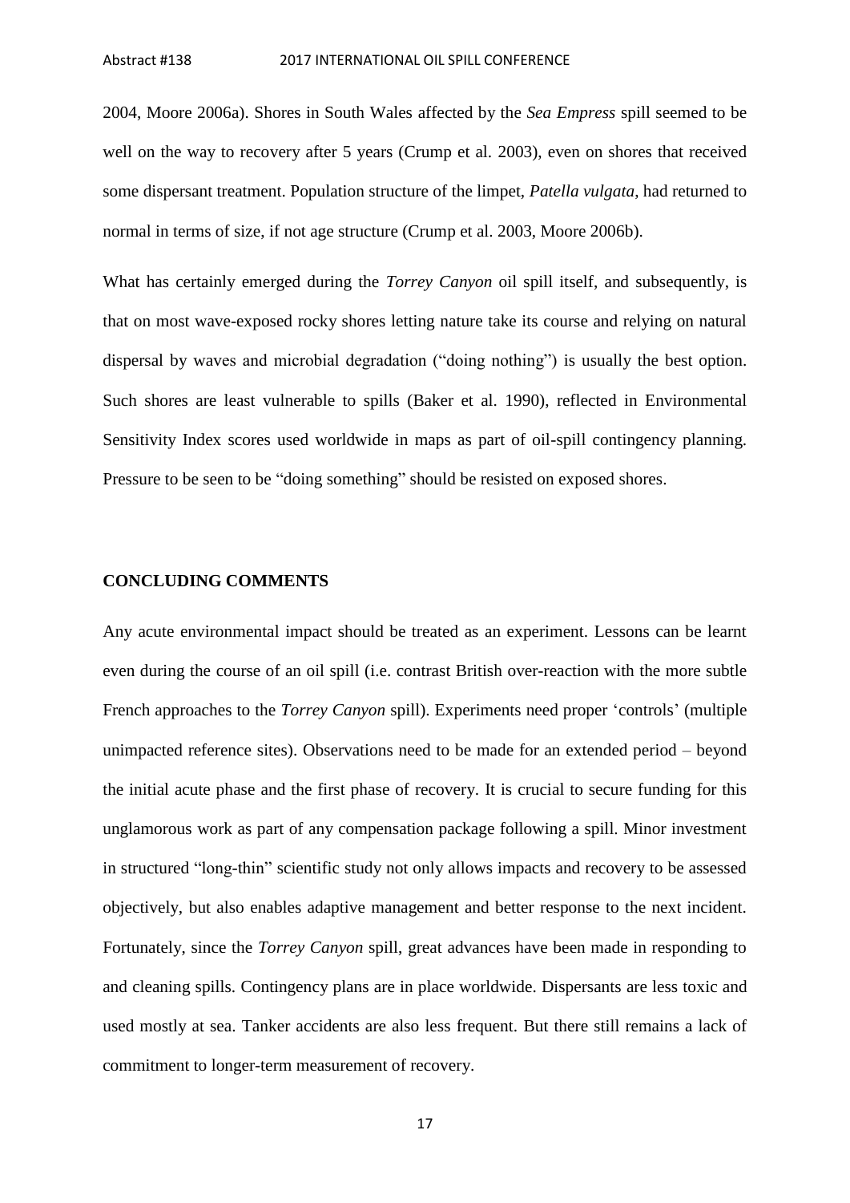2004, Moore 2006a). Shores in South Wales affected by the *Sea Empress* spill seemed to be well on the way to recovery after 5 years (Crump et al. 2003), even on shores that received some dispersant treatment. Population structure of the limpet, *Patella vulgata*, had returned to normal in terms of size, if not age structure (Crump et al. 2003, Moore 2006b).

What has certainly emerged during the *Torrey Canyon* oil spill itself, and subsequently, is that on most wave-exposed rocky shores letting nature take its course and relying on natural dispersal by waves and microbial degradation ("doing nothing") is usually the best option. Such shores are least vulnerable to spills (Baker et al. 1990), reflected in Environmental Sensitivity Index scores used worldwide in maps as part of oil-spill contingency planning. Pressure to be seen to be "doing something" should be resisted on exposed shores.

## CONCLUDING COMMENTS

Any acute environmental impact should be treated as an experiment. Lessons can be learnt even during the course of an oil spill (i.e. contrast British over-reaction with the more subtle French approaches to the *Torrey Canyon* spill). Experiments need proper 'controls' (multiple unimpacted reference sites). Observations need to be made for an extended period – beyond the initial acute phase and the first phase of recovery. It is crucial to secure funding for this unglamorous work as part of any compensation package following a spill. Minor investment in structured "long-thin" scientific study not only allows impacts and recovery to be assessed objectively, but also enables adaptive management and better response to the next incident. Fortunately, since the *Torrey Canyon* spill, great advances have been made in responding to and cleaning spills. Contingency plans are in place worldwide. Dispersants are less toxic and used mostly at sea. Tanker accidents are also less frequent. But there still remains a lack of commitment to longer-term measurement of recovery.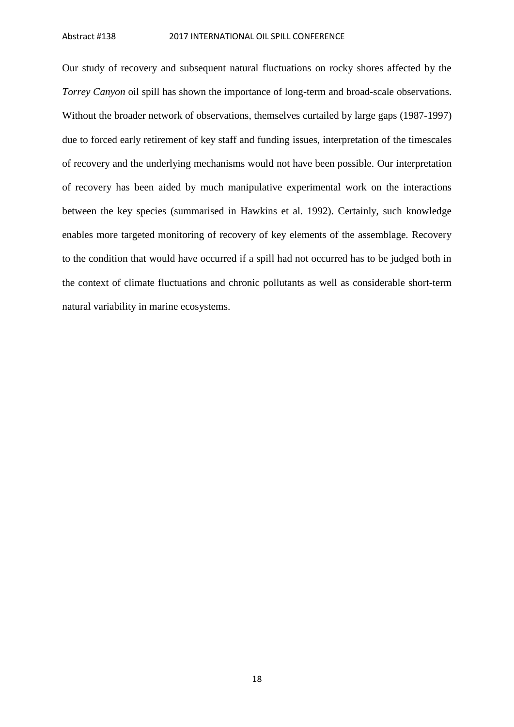Our study of recovery and subsequent natural fluctuations on rocky shores affected by the *Torrey Canyon* oil spill has shown the importance of long-term and broad-scale observations. Without the broader network of observations, themselves curtailed by large gaps (1987-1997) due to forced early retirement of key staff and funding issues, interpretation of the timescales of recovery and the underlying mechanisms would not have been possible. Our interpretation of recovery has been aided by much manipulative experimental work on the interactions between the key species (summarised in Hawkins et al. 1992). Certainly, such knowledge enables more targeted monitoring of recovery of key elements of the assemblage. Recovery to the condition that would have occurred if a spill had not occurred has to be judged both in the context of climate fluctuations and chronic pollutants as well as considerable short-term natural variability in marine ecosystems.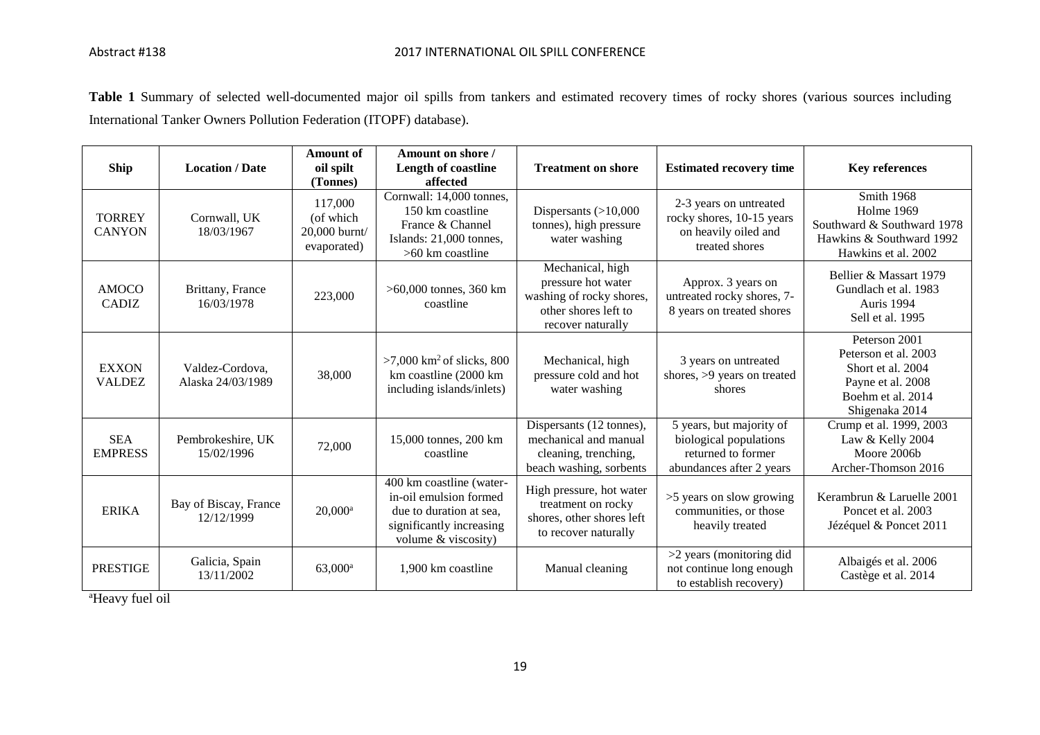**Table 1** Summary of selected well-documented major oil spills from tankers and estimated recovery times of rocky shores (various sources including International Tanker Owners Pollution Federation (ITOPF) database).

| Ship | Location / Date | Amount of oil spilt (Tonnes) | Amount on shore / Length of coastline affected | Treatment on shore | Estimated recovery time | Key references |
|---|---|---|---|---|---|---|
| TORREY CANYON | Cornwall, UK 18/03/1967 | 117,000 (of which 20,000 burnt/ evaporated) | Cornwall: 14,000 tonnes, 150 km coastline France & Channel Islands: 21,000 tonnes, >60 km coastline | Dispersants (>10,000 tonnes), high pressure water washing | 2-3 years on untreated rocky shores, 10-15 years on heavily oiled and treated shores | Smith 1968 Holme 1969 Southward & Southward 1978 Hawkins & Southward 1992 Hawkins et al. 2002 |
| AMOCO CADIZ | Brittany, France 16/03/1978 | 223,000 | >60,000 tonnes, 360 km coastline | Mechanical, high pressure hot water washing of rocky shores, other shores left to recover naturally | Approx. 3 years on untreated rocky shores, 7-8 years on treated shores | Bellier & Massart 1979 Gundlach et al. 1983 Auris 1994 Sell et al. 1995 |
| EXXON VALDEZ | Valdez-Cordova, Alaska 24/03/1989 | 38,000 | >7,000 km$^2$ of slicks, 800 km coastline (2000 km including islands/inlets) | Mechanical, high pressure cold and hot water washing | 3 years on untreated shores, >9 years on treated shores | Peterson 2001 Peterson et al. 2003 Short et al. 2004 Payne et al. 2008 Boehm et al. 2014 Shigenaka 2014 |
| SEA EMPRESS | Pembrokeshire, UK 15/02/1996 | 72,000 | 15,000 tonnes, 200 km coastline | Dispersants (12 tonnes), mechanical and manual cleaning, trenching, beach washing, sorbents | 5 years, but majority of biological populations returned to former abundances after 2 years | Crump et al. 1999, 2003 Law & Kelly 2004 Moore 2006b Archer-Thomson 2016 |
| ERIKA | Bay of Biscay, France 12/12/1999 | 20,000[a] | 400 km coastline (water-in-oil emulsion formed due to duration at sea, significantly increasing volume & viscosity) | High pressure, hot water treatment on rocky shores, other shores left to recover naturally | >5 years on slow growing communities, or those heavily treated | Kerambrun & Laruelle 2001 Poncet et al. 2003 Jézéquel & Poncet 2011 |
| PRESTIGE | Galicia, Spain 13/11/2002 | 63,000[a] | 1,900 km coastline | Manual cleaning | >2 years (monitoring did not continue long enough to establish recovery) | Albaigés et al. 2006 Castège et al. 2014 |

[a]Heavy fuel oil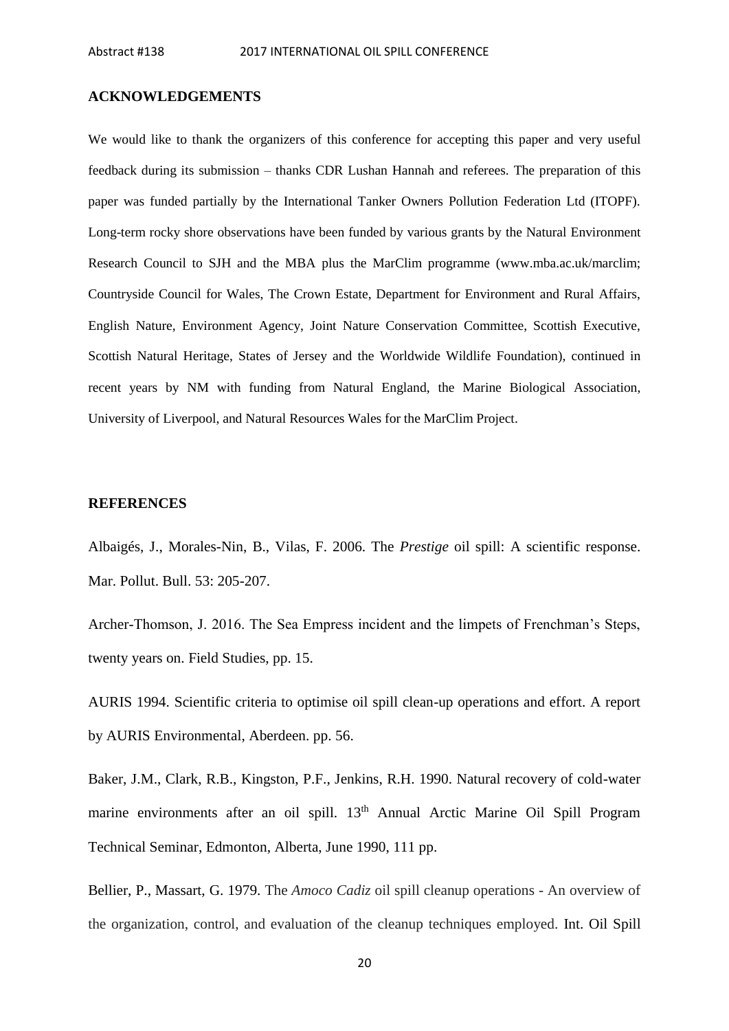## ACKNOWLEDGEMENTS

We would like to thank the organizers of this conference for accepting this paper and very useful feedback during its submission – thanks CDR Lushan Hannah and referees. The preparation of this paper was funded partially by the International Tanker Owners Pollution Federation Ltd (ITOPF). Long-term rocky shore observations have been funded by various grants by the Natural Environment Research Council to SJH and the MBA plus the MarClim programme (www.mba.ac.uk/marclim; Countryside Council for Wales, The Crown Estate, Department for Environment and Rural Affairs, English Nature, Environment Agency, Joint Nature Conservation Committee, Scottish Executive, Scottish Natural Heritage, States of Jersey and the Worldwide Wildlife Foundation), continued in recent years by NM with funding from Natural England, the Marine Biological Association, University of Liverpool, and Natural Resources Wales for the MarClim Project.

## REFERENCES

Albaigés, J., Morales-Nin, B., Vilas, F. 2006. The *Prestige* oil spill: A scientific response. Mar. Pollut. Bull. 53: 205-207.

Archer-Thomson, J. 2016. The Sea Empress incident and the limpets of Frenchman's Steps, twenty years on. Field Studies, pp. 15.

AURIS 1994. Scientific criteria to optimise oil spill clean-up operations and effort. A report by AURIS Environmental, Aberdeen. pp. 56.

Baker, J.M., Clark, R.B., Kingston, P.F., Jenkins, R.H. 1990. Natural recovery of cold-water marine environments after an oil spill. 13th Annual Arctic Marine Oil Spill Program Technical Seminar, Edmonton, Alberta, June 1990, 111 pp.

Bellier, P., Massart, G. 1979. The *Amoco Cadiz* oil spill cleanup operations - An overview of the organization, control, and evaluation of the cleanup techniques employed. Int. Oil Spill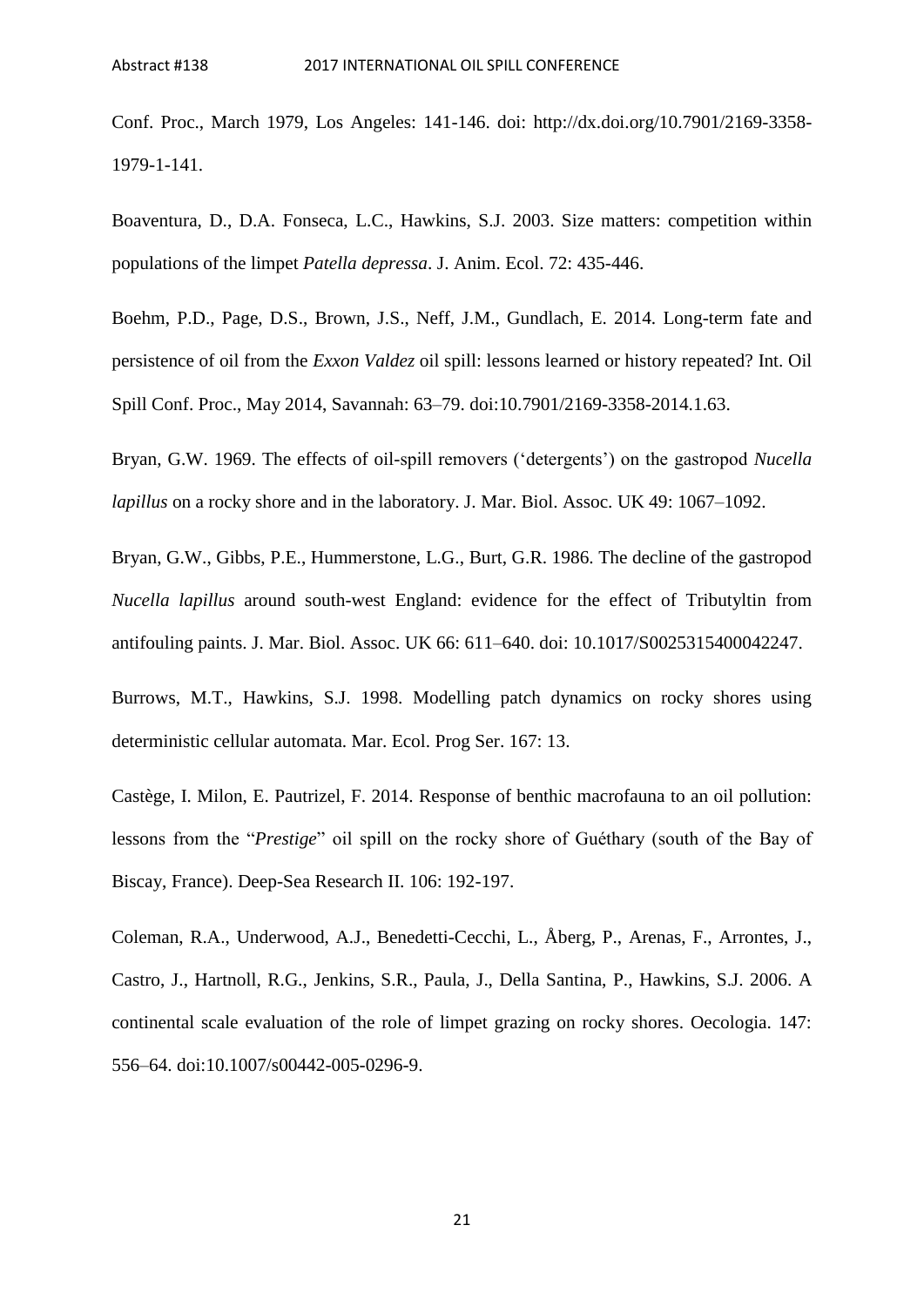Conf. Proc., March 1979, Los Angeles: 141-146. doi: http://dx.doi.org/10.7901/2169-3358-1979-1-141.

Boaventura, D., D.A. Fonseca, L.C., Hawkins, S.J. 2003. Size matters: competition within populations of the limpet *Patella depressa*. J. Anim. Ecol. 72: 435-446.

Boehm, P.D., Page, D.S., Brown, J.S., Neff, J.M., Gundlach, E. 2014. Long-term fate and persistence of oil from the *Exxon Valdez* oil spill: lessons learned or history repeated? Int. Oil Spill Conf. Proc., May 2014, Savannah: 63–79. doi:10.7901/2169-3358-2014.1.63.

Bryan, G.W. 1969. The effects of oil-spill removers ('detergents') on the gastropod *Nucella lapillus* on a rocky shore and in the laboratory. J. Mar. Biol. Assoc. UK 49: 1067–1092.

Bryan, G.W., Gibbs, P.E., Hummerstone, L.G., Burt, G.R. 1986. The decline of the gastropod *Nucella lapillus* around south-west England: evidence for the effect of Tributyltin from antifouling paints. J. Mar. Biol. Assoc. UK 66: 611–640. doi: 10.1017/S0025315400042247.

Burrows, M.T., Hawkins, S.J. 1998. Modelling patch dynamics on rocky shores using deterministic cellular automata. Mar. Ecol. Prog Ser. 167: 13.

Castège, I. Milon, E. Pautrizel, F. 2014. Response of benthic macrofauna to an oil pollution: lessons from the "*Prestige*" oil spill on the rocky shore of Guéthary (south of the Bay of Biscay, France). Deep-Sea Research II. 106: 192-197.

Coleman, R.A., Underwood, A.J., Benedetti-Cecchi, L., Åberg, P., Arenas, F., Arrontes, J., Castro, J., Hartnoll, R.G., Jenkins, S.R., Paula, J., Della Santina, P., Hawkins, S.J. 2006. A continental scale evaluation of the role of limpet grazing on rocky shores. Oecologia. 147: 556–64. doi:10.1007/s00442-005-0296-9.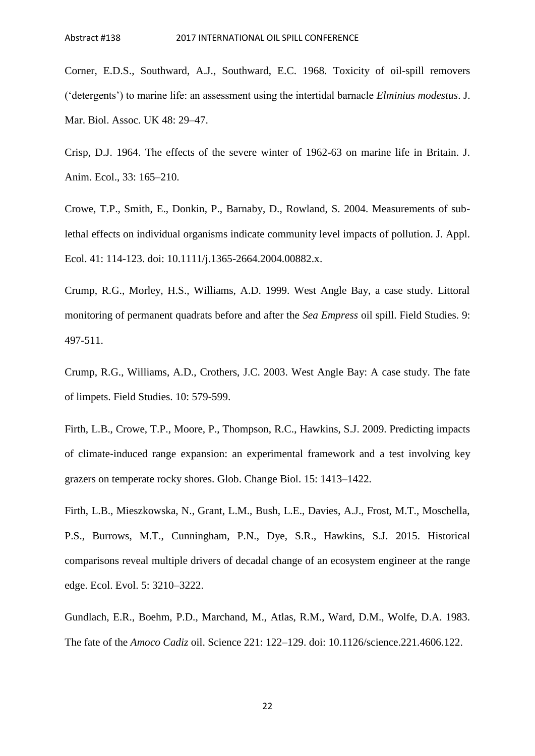Corner, E.D.S., Southward, A.J., Southward, E.C. 1968. Toxicity of oil-spill removers (‘detergents’) to marine life: an assessment using the intertidal barnacle *Elminius modestus*. J. Mar. Biol. Assoc. UK 48: 29–47.

Crisp, D.J. 1964. The effects of the severe winter of 1962-63 on marine life in Britain. J. Anim. Ecol., 33: 165–210.

Crowe, T.P., Smith, E., Donkin, P., Barnaby, D., Rowland, S. 2004. Measurements of sub-lethal effects on individual organisms indicate community level impacts of pollution. J. Appl. Ecol. 41: 114-123. doi: 10.1111/j.1365-2664.2004.00882.x.

Crump, R.G., Morley, H.S., Williams, A.D. 1999. West Angle Bay, a case study. Littoral monitoring of permanent quadrats before and after the *Sea Empress* oil spill. Field Studies. 9: 497-511.

Crump, R.G., Williams, A.D., Crothers, J.C. 2003. West Angle Bay: A case study. The fate of limpets. Field Studies. 10: 579-599.

Firth, L.B., Crowe, T.P., Moore, P., Thompson, R.C., Hawkins, S.J. 2009. Predicting impacts of climate-induced range expansion: an experimental framework and a test involving key grazers on temperate rocky shores. Glob. Change Biol. 15: 1413–1422.

Firth, L.B., Mieszkowska, N., Grant, L.M., Bush, L.E., Davies, A.J., Frost, M.T., Moschella, P.S., Burrows, M.T., Cunningham, P.N., Dye, S.R., Hawkins, S.J. 2015. Historical comparisons reveal multiple drivers of decadal change of an ecosystem engineer at the range edge. Ecol. Evol. 5: 3210–3222.

Gundlach, E.R., Boehm, P.D., Marchand, M., Atlas, R.M., Ward, D.M., Wolfe, D.A. 1983. The fate of the *Amoco Cadiz* oil. Science 221: 122–129. doi: 10.1126/science.221.4606.122.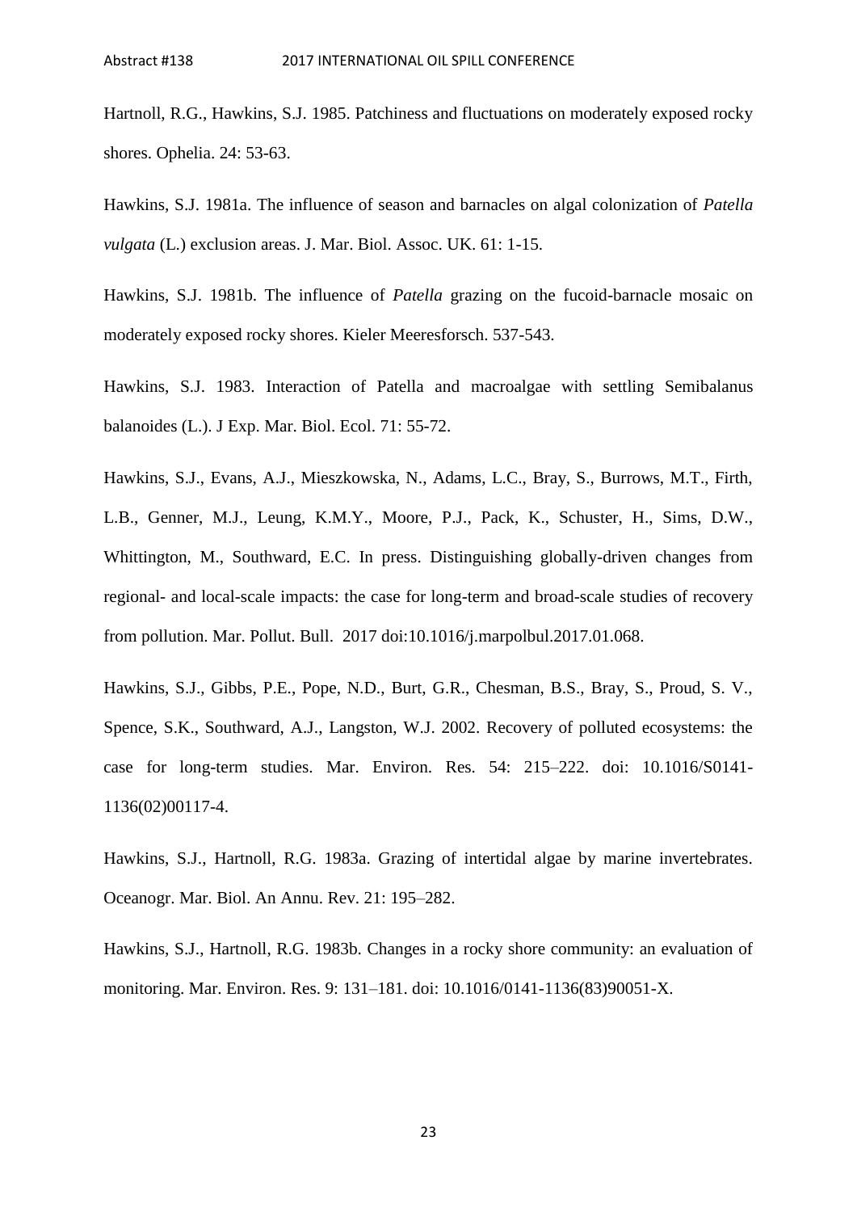Hartnoll, R.G., Hawkins, S.J. 1985. Patchiness and fluctuations on moderately exposed rocky shores. Ophelia. 24: 53-63.

Hawkins, S.J. 1981a. The influence of season and barnacles on algal colonization of *Patella vulgata* (L.) exclusion areas. J. Mar. Biol. Assoc. UK. 61: 1-15.

Hawkins, S.J. 1981b. The influence of *Patella* grazing on the fucoid-barnacle mosaic on moderately exposed rocky shores. Kieler Meeresforsch. 537-543.

Hawkins, S.J. 1983. Interaction of Patella and macroalgae with settling Semibalanus balanoides (L.). J Exp. Mar. Biol. Ecol. 71: 55-72.

Hawkins, S.J., Evans, A.J., Mieszkowska, N., Adams, L.C., Bray, S., Burrows, M.T., Firth, L.B., Genner, M.J., Leung, K.M.Y., Moore, P.J., Pack, K., Schuster, H., Sims, D.W., Whittington, M., Southward, E.C. In press. Distinguishing globally-driven changes from regional- and local-scale impacts: the case for long-term and broad-scale studies of recovery from pollution. Mar. Pollut. Bull. 2017 doi:10.1016/j.marpolbul.2017.01.068.

Hawkins, S.J., Gibbs, P.E., Pope, N.D., Burt, G.R., Chesman, B.S., Bray, S., Proud, S. V., Spence, S.K., Southward, A.J., Langston, W.J. 2002. Recovery of polluted ecosystems: the case for long-term studies. Mar. Environ. Res. 54: 215–222. doi: 10.1016/S0141-1136(02)00117-4.

Hawkins, S.J., Hartnoll, R.G. 1983a. Grazing of intertidal algae by marine invertebrates. Oceanogr. Mar. Biol. An Annu. Rev. 21: 195–282.

Hawkins, S.J., Hartnoll, R.G. 1983b. Changes in a rocky shore community: an evaluation of monitoring. Mar. Environ. Res. 9: 131–181. doi: 10.1016/0141-1136(83)90051-X.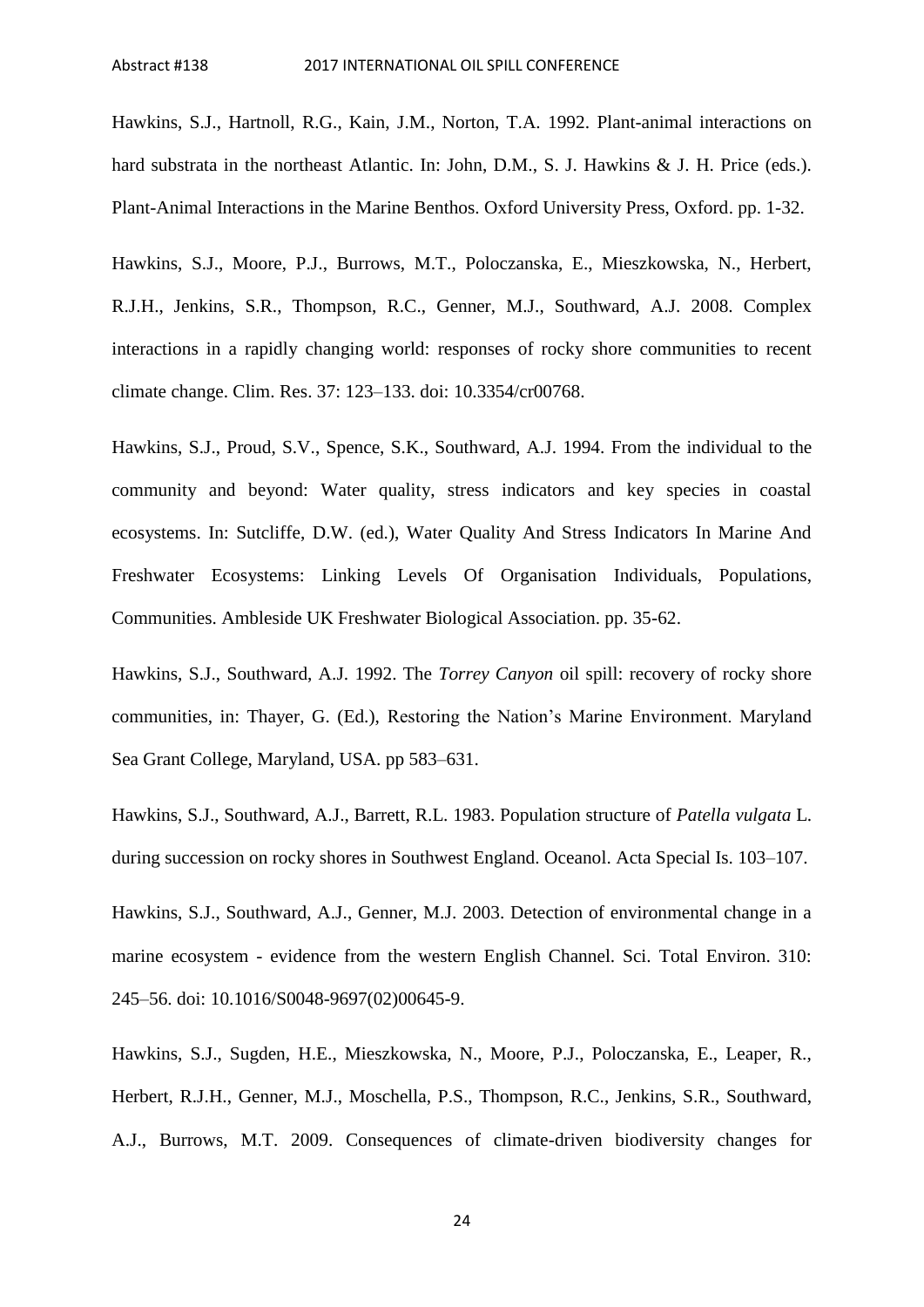Hawkins, S.J., Hartnoll, R.G., Kain, J.M., Norton, T.A. 1992. Plant-animal interactions on hard substrata in the northeast Atlantic. In: John, D.M., S. J. Hawkins & J. H. Price (eds.). Plant-Animal Interactions in the Marine Benthos. Oxford University Press, Oxford. pp. 1-32.

Hawkins, S.J., Moore, P.J., Burrows, M.T., Poloczanska, E., Mieszkowska, N., Herbert, R.J.H., Jenkins, S.R., Thompson, R.C., Genner, M.J., Southward, A.J. 2008. Complex interactions in a rapidly changing world: responses of rocky shore communities to recent climate change. Clim. Res. 37: 123–133. doi: 10.3354/cr00768.

Hawkins, S.J., Proud, S.V., Spence, S.K., Southward, A.J. 1994. From the individual to the community and beyond: Water quality, stress indicators and key species in coastal ecosystems. In: Sutcliffe, D.W. (ed.), Water Quality And Stress Indicators In Marine And Freshwater Ecosystems: Linking Levels Of Organisation Individuals, Populations, Communities. Ambleside UK Freshwater Biological Association. pp. 35-62.

Hawkins, S.J., Southward, A.J. 1992. The *Torrey Canyon* oil spill: recovery of rocky shore communities, in: Thayer, G. (Ed.), Restoring the Nation's Marine Environment. Maryland Sea Grant College, Maryland, USA. pp 583–631.

Hawkins, S.J., Southward, A.J., Barrett, R.L. 1983. Population structure of *Patella vulgata* L. during succession on rocky shores in Southwest England. Oceanol. Acta Special Is. 103–107.

Hawkins, S.J., Southward, A.J., Genner, M.J. 2003. Detection of environmental change in a marine ecosystem - evidence from the western English Channel. Sci. Total Environ. 310: 245–56. doi: 10.1016/S0048-9697(02)00645-9.

Hawkins, S.J., Sugden, H.E., Mieszkowska, N., Moore, P.J., Poloczanska, E., Leaper, R., Herbert, R.J.H., Genner, M.J., Moschella, P.S., Thompson, R.C., Jenkins, S.R., Southward, A.J., Burrows, M.T. 2009. Consequences of climate-driven biodiversity changes for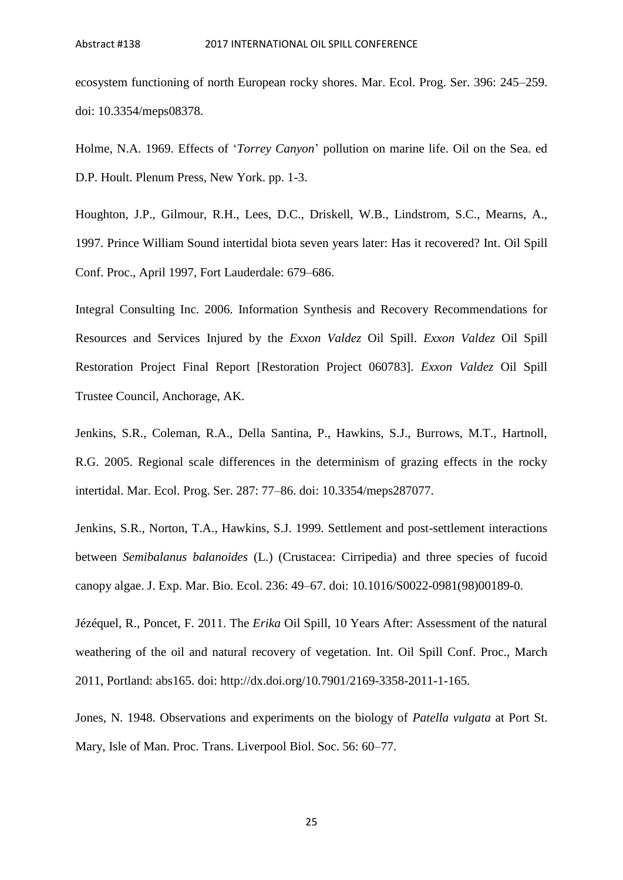ecosystem functioning of north European rocky shores. Mar. Ecol. Prog. Ser. 396: 245–259. doi: 10.3354/meps08378.

Holme, N.A. 1969. Effects of '*Torrey Canyon*' pollution on marine life. Oil on the Sea. ed D.P. Hoult. Plenum Press, New York. pp. 1-3.

Houghton, J.P., Gilmour, R.H., Lees, D.C., Driskell, W.B., Lindstrom, S.C., Mearns, A., 1997. Prince William Sound intertidal biota seven years later: Has it recovered? Int. Oil Spill Conf. Proc., April 1997, Fort Lauderdale: 679–686.

Integral Consulting Inc. 2006. Information Synthesis and Recovery Recommendations for Resources and Services Injured by the *Exxon Valdez* Oil Spill. *Exxon Valdez* Oil Spill Restoration Project Final Report [Restoration Project 060783]. *Exxon Valdez* Oil Spill Trustee Council, Anchorage, AK.

Jenkins, S.R., Coleman, R.A., Della Santina, P., Hawkins, S.J., Burrows, M.T., Hartnoll, R.G. 2005. Regional scale differences in the determinism of grazing effects in the rocky intertidal. Mar. Ecol. Prog. Ser. 287: 77–86. doi: 10.3354/meps287077.

Jenkins, S.R., Norton, T.A., Hawkins, S.J. 1999. Settlement and post-settlement interactions between *Semibalanus balanoides* (L.) (Crustacea: Cirripedia) and three species of fucoid canopy algae. J. Exp. Mar. Bio. Ecol. 236: 49–67. doi: 10.1016/S0022-0981(98)00189-0.

Jézéquel, R., Poncet, F. 2011. The *Erika* Oil Spill, 10 Years After: Assessment of the natural weathering of the oil and natural recovery of vegetation. Int. Oil Spill Conf. Proc., March 2011, Portland: abs165. doi: http://dx.doi.org/10.7901/2169-3358-2011-1-165.

Jones, N. 1948. Observations and experiments on the biology of *Patella vulgata* at Port St. Mary, Isle of Man. Proc. Trans. Liverpool Biol. Soc. 56: 60–77.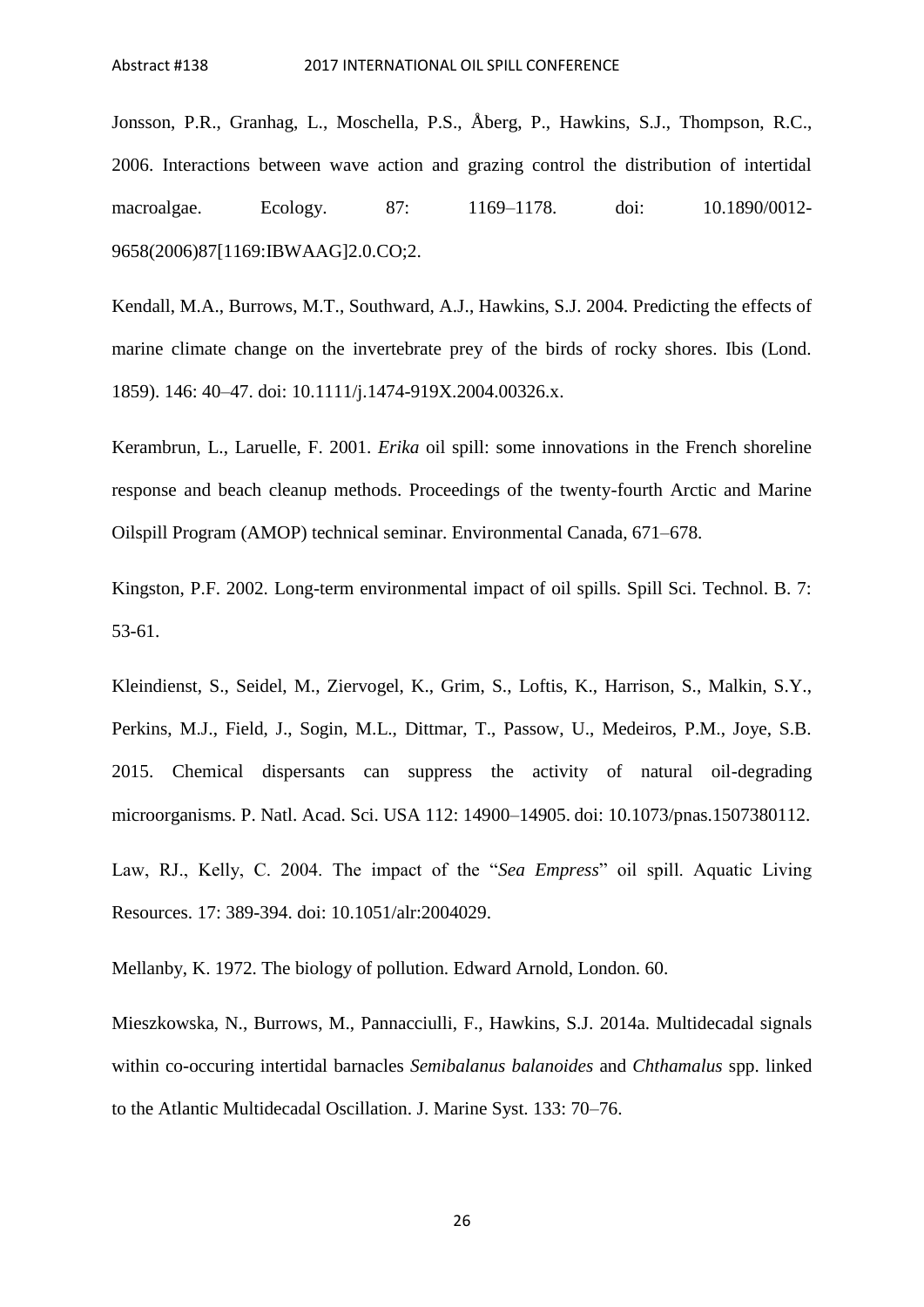Jonsson, P.R., Granhag, L., Moschella, P.S., Åberg, P., Hawkins, S.J., Thompson, R.C., 2006. Interactions between wave action and grazing control the distribution of intertidal macroalgae. Ecology. 87: 1169–1178. doi: 10.1890/0012-9658(2006)87[1169:IBWAAG]2.0.CO;2.

Kendall, M.A., Burrows, M.T., Southward, A.J., Hawkins, S.J. 2004. Predicting the effects of marine climate change on the invertebrate prey of the birds of rocky shores. Ibis (Lond. 1859). 146: 40–47. doi: 10.1111/j.1474-919X.2004.00326.x.

Kerambrun, L., Laruelle, F. 2001. *Erika* oil spill: some innovations in the French shoreline response and beach cleanup methods. Proceedings of the twenty-fourth Arctic and Marine Oilspill Program (AMOP) technical seminar. Environmental Canada, 671–678.

Kingston, P.F. 2002. Long-term environmental impact of oil spills. Spill Sci. Technol. B. 7: 53-61.

Kleindienst, S., Seidel, M., Ziervogel, K., Grim, S., Loftis, K., Harrison, S., Malkin, S.Y., Perkins, M.J., Field, J., Sogin, M.L., Dittmar, T., Passow, U., Medeiros, P.M., Joye, S.B. 2015. Chemical dispersants can suppress the activity of natural oil-degrading microorganisms. P. Natl. Acad. Sci. USA 112: 14900–14905. doi: 10.1073/pnas.1507380112.

Law, RJ., Kelly, C. 2004. The impact of the "*Sea Empress*" oil spill. Aquatic Living Resources. 17: 389-394. doi: 10.1051/alr:2004029.

Mellanby, K. 1972. The biology of pollution. Edward Arnold, London. 60.

Mieszkowska, N., Burrows, M., Pannacciulli, F., Hawkins, S.J. 2014a. Multidecadal signals within co-occuring intertidal barnacles *Semibalanus balanoides* and *Chthamalus* spp. linked to the Atlantic Multidecadal Oscillation. J. Marine Syst. 133: 70–76.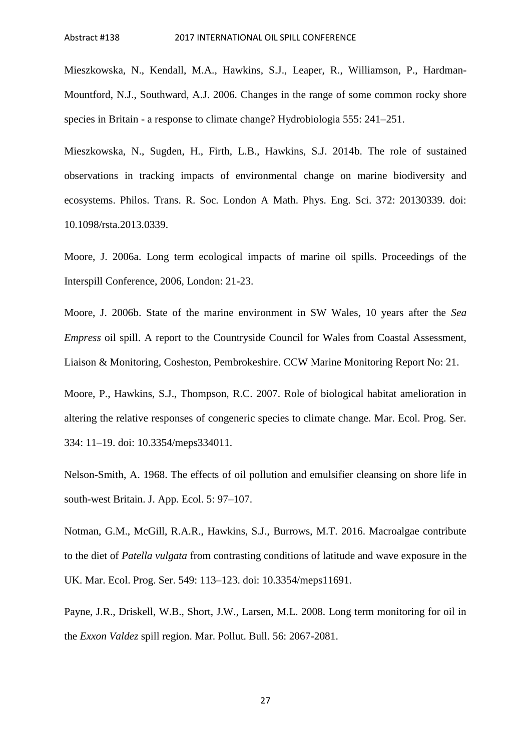Mieszkowska, N., Kendall, M.A., Hawkins, S.J., Leaper, R., Williamson, P., Hardman-Mountford, N.J., Southward, A.J. 2006. Changes in the range of some common rocky shore species in Britain - a response to climate change? Hydrobiologia 555: 241–251.

Mieszkowska, N., Sugden, H., Firth, L.B., Hawkins, S.J. 2014b. The role of sustained observations in tracking impacts of environmental change on marine biodiversity and ecosystems. Philos. Trans. R. Soc. London A Math. Phys. Eng. Sci. 372: 20130339. doi: 10.1098/rsta.2013.0339.

Moore, J. 2006a. Long term ecological impacts of marine oil spills. Proceedings of the Interspill Conference, 2006, London: 21-23.

Moore, J. 2006b. State of the marine environment in SW Wales, 10 years after the *Sea Empress* oil spill. A report to the Countryside Council for Wales from Coastal Assessment, Liaison & Monitoring, Cosheston, Pembrokeshire. CCW Marine Monitoring Report No: 21.

Moore, P., Hawkins, S.J., Thompson, R.C. 2007. Role of biological habitat amelioration in altering the relative responses of congeneric species to climate change. Mar. Ecol. Prog. Ser. 334: 11–19. doi: 10.3354/meps334011.

Nelson-Smith, A. 1968. The effects of oil pollution and emulsifier cleansing on shore life in south-west Britain. J. App. Ecol. 5: 97–107.

Notman, G.M., McGill, R.A.R., Hawkins, S.J., Burrows, M.T. 2016. Macroalgae contribute to the diet of *Patella vulgata* from contrasting conditions of latitude and wave exposure in the UK. Mar. Ecol. Prog. Ser. 549: 113–123. doi: 10.3354/meps11691.

Payne, J.R., Driskell, W.B., Short, J.W., Larsen, M.L. 2008. Long term monitoring for oil in the *Exxon Valdez* spill region. Mar. Pollut. Bull. 56: 2067-2081.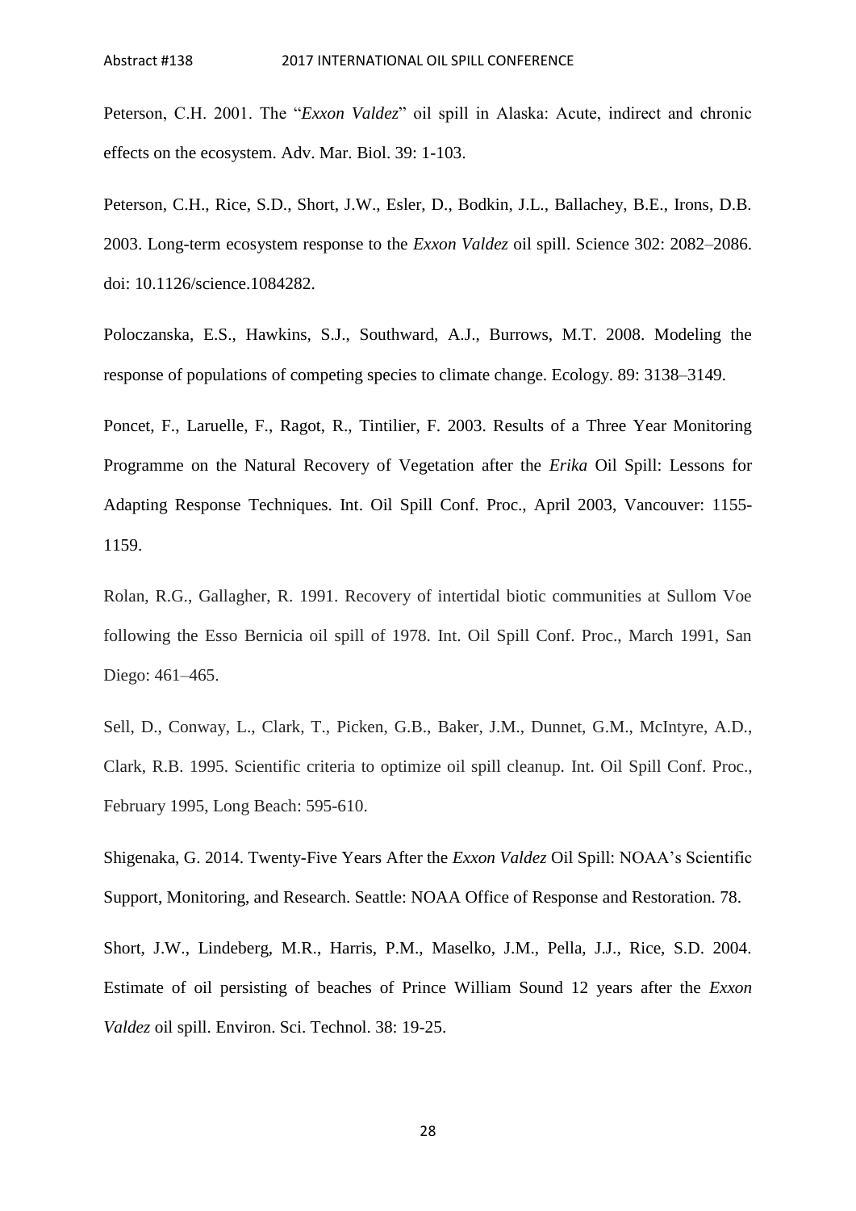Peterson, C.H. 2001. The "*Exxon Valdez*" oil spill in Alaska: Acute, indirect and chronic effects on the ecosystem. Adv. Mar. Biol. 39: 1-103.

Peterson, C.H., Rice, S.D., Short, J.W., Esler, D., Bodkin, J.L., Ballachey, B.E., Irons, D.B. 2003. Long-term ecosystem response to the *Exxon Valdez* oil spill. Science 302: 2082–2086. doi: 10.1126/science.1084282.

Poloczanska, E.S., Hawkins, S.J., Southward, A.J., Burrows, M.T. 2008. Modeling the response of populations of competing species to climate change. Ecology. 89: 3138–3149.

Poncet, F., Laruelle, F., Ragot, R., Tintilier, F. 2003. Results of a Three Year Monitoring Programme on the Natural Recovery of Vegetation after the *Erika* Oil Spill: Lessons for Adapting Response Techniques. Int. Oil Spill Conf. Proc., April 2003, Vancouver: 1155-1159.

Rolan, R.G., Gallagher, R. 1991. Recovery of intertidal biotic communities at Sullom Voe following the Esso Bernicia oil spill of 1978. Int. Oil Spill Conf. Proc., March 1991, San Diego: 461–465.

Sell, D., Conway, L., Clark, T., Picken, G.B., Baker, J.M., Dunnet, G.M., McIntyre, A.D., Clark, R.B. 1995. Scientific criteria to optimize oil spill cleanup. Int. Oil Spill Conf. Proc., February 1995, Long Beach: 595-610.

Shigenaka, G. 2014. Twenty-Five Years After the *Exxon Valdez* Oil Spill: NOAA's Scientific Support, Monitoring, and Research. Seattle: NOAA Office of Response and Restoration. 78.

Short, J.W., Lindeberg, M.R., Harris, P.M., Maselko, J.M., Pella, J.J., Rice, S.D. 2004. Estimate of oil persisting of beaches of Prince William Sound 12 years after the *Exxon Valdez* oil spill. Environ. Sci. Technol. 38: 19-25.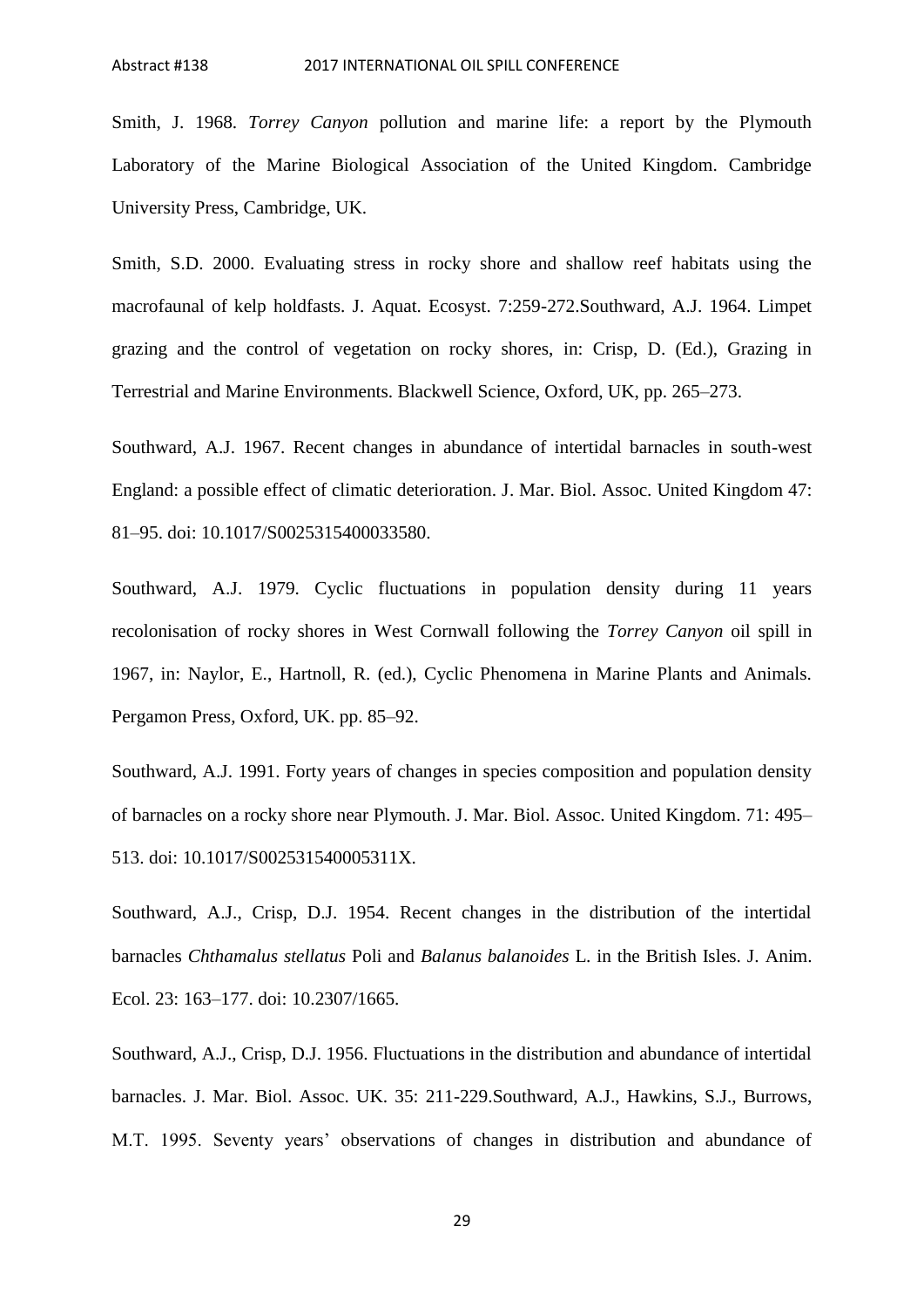Smith, J. 1968. *Torrey Canyon* pollution and marine life: a report by the Plymouth Laboratory of the Marine Biological Association of the United Kingdom. Cambridge University Press, Cambridge, UK.

Smith, S.D. 2000. Evaluating stress in rocky shore and shallow reef habitats using the macrofaunal of kelp holdfasts. J. Aquat. Ecosyst. 7:259-272.Southward, A.J. 1964. Limpet grazing and the control of vegetation on rocky shores, in: Crisp, D. (Ed.), Grazing in Terrestrial and Marine Environments. Blackwell Science, Oxford, UK, pp. 265–273.

Southward, A.J. 1967. Recent changes in abundance of intertidal barnacles in south-west England: a possible effect of climatic deterioration. J. Mar. Biol. Assoc. United Kingdom 47: 81–95. doi: 10.1017/S0025315400033580.

Southward, A.J. 1979. Cyclic fluctuations in population density during 11 years recolonisation of rocky shores in West Cornwall following the *Torrey Canyon* oil spill in 1967, in: Naylor, E., Hartnoll, R. (ed.), Cyclic Phenomena in Marine Plants and Animals. Pergamon Press, Oxford, UK. pp. 85–92.

Southward, A.J. 1991. Forty years of changes in species composition and population density of barnacles on a rocky shore near Plymouth. J. Mar. Biol. Assoc. United Kingdom. 71: 495–513. doi: 10.1017/S002531540005311X.

Southward, A.J., Crisp, D.J. 1954. Recent changes in the distribution of the intertidal barnacles *Chthamalus stellatus* Poli and *Balanus balanoides* L. in the British Isles. J. Anim. Ecol. 23: 163–177. doi: 10.2307/1665.

Southward, A.J., Crisp, D.J. 1956. Fluctuations in the distribution and abundance of intertidal barnacles. J. Mar. Biol. Assoc. UK. 35: 211-229.Southward, A.J., Hawkins, S.J., Burrows, M.T. 1995. Seventy years' observations of changes in distribution and abundance of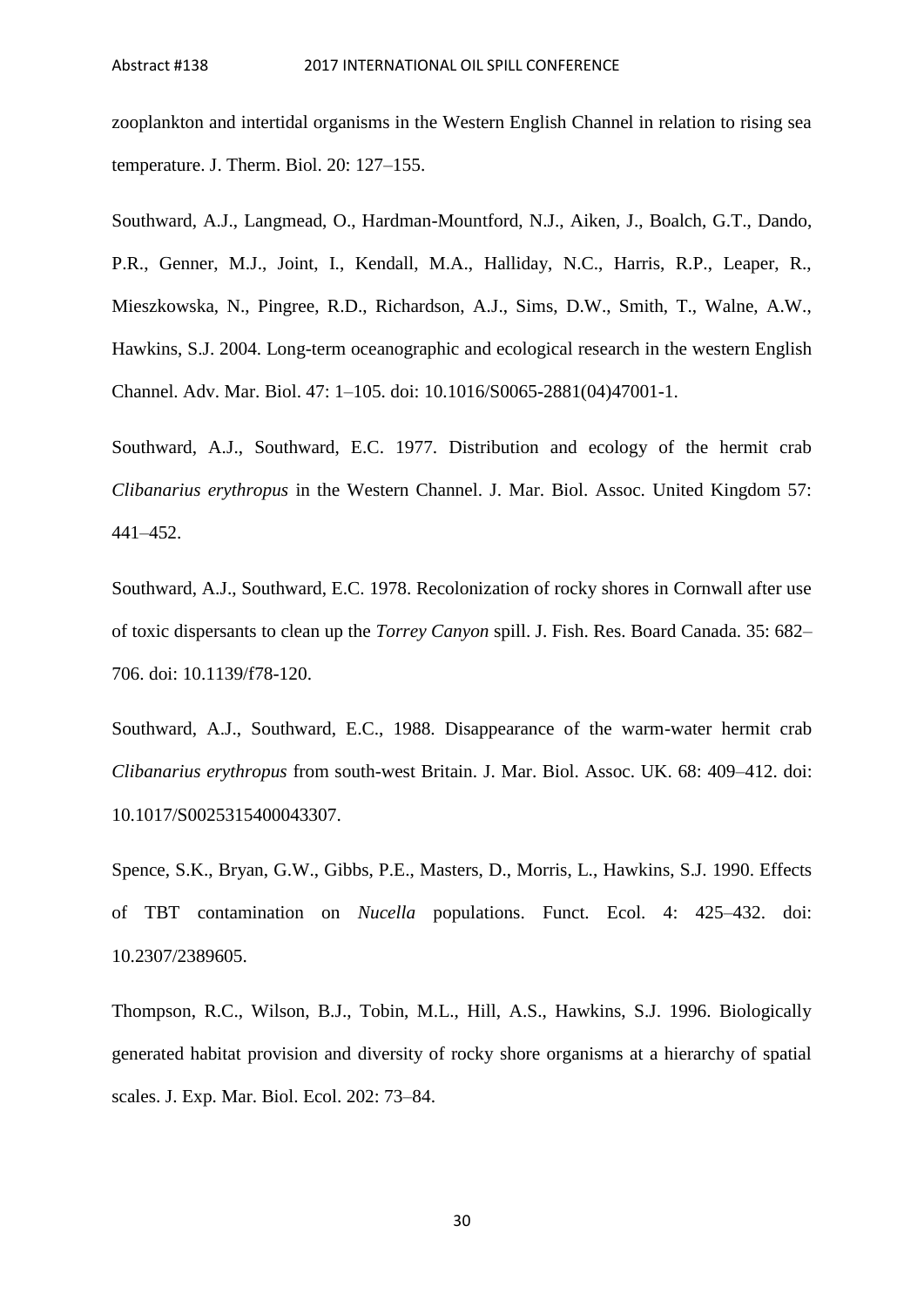zooplankton and intertidal organisms in the Western English Channel in relation to rising sea temperature. J. Therm. Biol. 20: 127–155.

Southward, A.J., Langmead, O., Hardman-Mountford, N.J., Aiken, J., Boalch, G.T., Dando, P.R., Genner, M.J., Joint, I., Kendall, M.A., Halliday, N.C., Harris, R.P., Leaper, R., Mieszkowska, N., Pingree, R.D., Richardson, A.J., Sims, D.W., Smith, T., Walne, A.W., Hawkins, S.J. 2004. Long-term oceanographic and ecological research in the western English Channel. Adv. Mar. Biol. 47: 1–105. doi: 10.1016/S0065-2881(04)47001-1.

Southward, A.J., Southward, E.C. 1977. Distribution and ecology of the hermit crab *Clibanarius erythropus* in the Western Channel. J. Mar. Biol. Assoc. United Kingdom 57: 441–452.

Southward, A.J., Southward, E.C. 1978. Recolonization of rocky shores in Cornwall after use of toxic dispersants to clean up the *Torrey Canyon* spill. J. Fish. Res. Board Canada. 35: 682–706. doi: 10.1139/f78-120.

Southward, A.J., Southward, E.C., 1988. Disappearance of the warm-water hermit crab *Clibanarius erythropus* from south-west Britain. J. Mar. Biol. Assoc. UK. 68: 409–412. doi: 10.1017/S0025315400043307.

Spence, S.K., Bryan, G.W., Gibbs, P.E., Masters, D., Morris, L., Hawkins, S.J. 1990. Effects of TBT contamination on *Nucella* populations. Funct. Ecol. 4: 425–432. doi: 10.2307/2389605.

Thompson, R.C., Wilson, B.J., Tobin, M.L., Hill, A.S., Hawkins, S.J. 1996. Biologically generated habitat provision and diversity of rocky shore organisms at a hierarchy of spatial scales. J. Exp. Mar. Biol. Ecol. 202: 73–84.